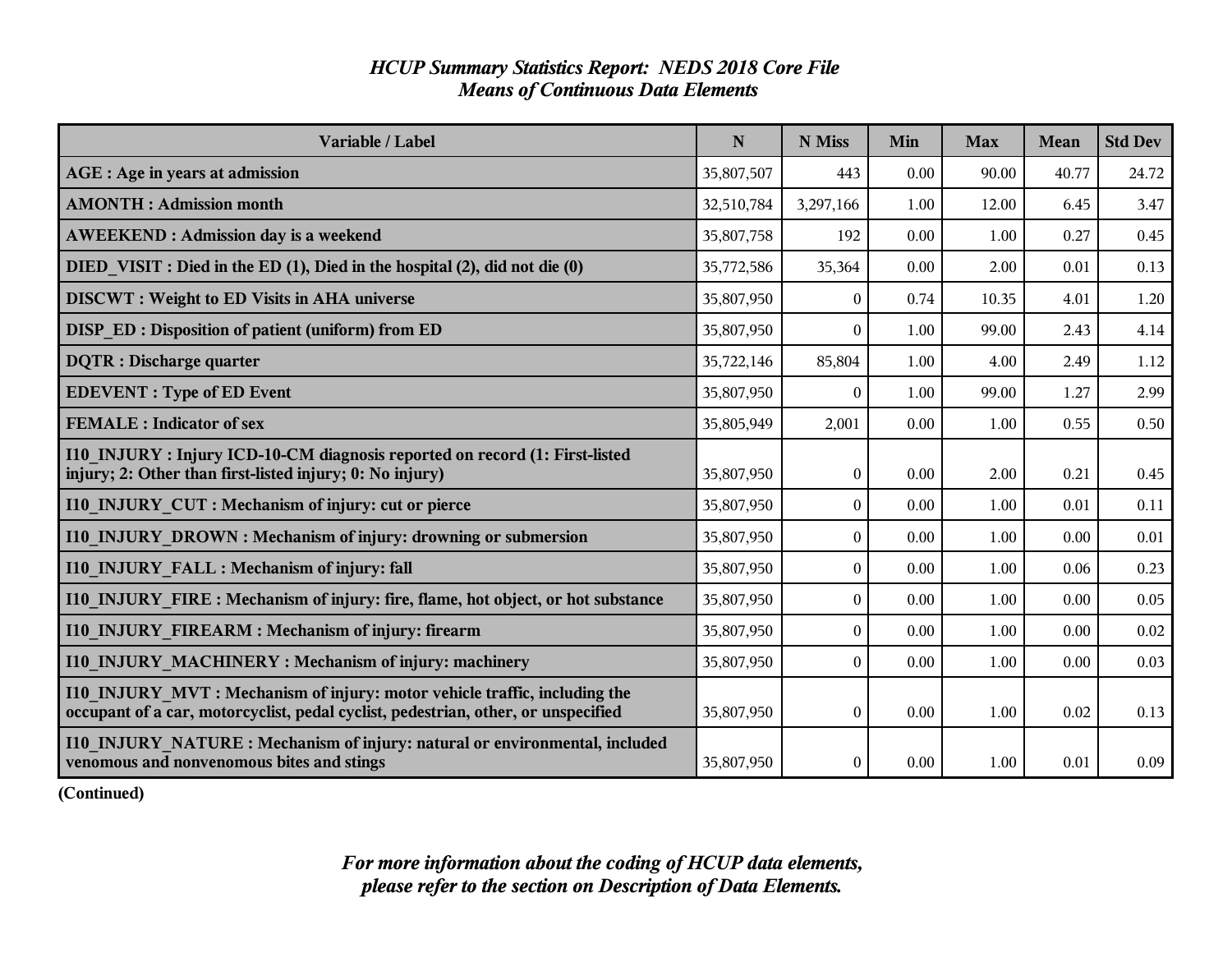# *HCUP Summary Statistics Report: NEDS 2018 Core File*
## *Means of Continuous Data Elements*

| Variable / Label | N | N Miss | Min | Max | Mean | Std Dev |
|---|---|---|---|---|---|---|
| **AGE : Age in years at admission** | 35,807,507 | 443 | 0.00 | 90.00 | 40.77 | 24.72 |
| **AMONTH : Admission month** | 32,510,784 | 3,297,166 | 1.00 | 12.00 | 6.45 | 3.47 |
| **AWEEKEND : Admission day is a weekend** | 35,807,758 | 192 | 0.00 | 1.00 | 0.27 | 0.45 |
| **DIED_VISIT : Died in the ED (1), Died in the hospital (2), did not die (0)** | 35,772,586 | 35,364 | 0.00 | 2.00 | 0.01 | 0.13 |
| **DISCWT : Weight to ED Visits in AHA universe** | 35,807,950 | 0 | 0.74 | 10.35 | 4.01 | 1.20 |
| **DISP_ED : Disposition of patient (uniform) from ED** | 35,807,950 | 0 | 1.00 | 99.00 | 2.43 | 4.14 |
| **DQTR : Discharge quarter** | 35,722,146 | 85,804 | 1.00 | 4.00 | 2.49 | 1.12 |
| **EDEVENT : Type of ED Event** | 35,807,950 | 0 | 1.00 | 99.00 | 1.27 | 2.99 |
| **FEMALE : Indicator of sex** | 35,805,949 | 2,001 | 0.00 | 1.00 | 0.55 | 0.50 |
| **I10_INJURY : Injury ICD-10-CM diagnosis reported on record (1: First-listed injury; 2: Other than first-listed injury; 0: No injury)** | 35,807,950 | 0 | 0.00 | 2.00 | 0.21 | 0.45 |
| **I10_INJURY_CUT : Mechanism of injury: cut or pierce** | 35,807,950 | 0 | 0.00 | 1.00 | 0.01 | 0.11 |
| **I10_INJURY_DROWN : Mechanism of injury: drowning or submersion** | 35,807,950 | 0 | 0.00 | 1.00 | 0.00 | 0.01 |
| **I10_INJURY_FALL : Mechanism of injury: fall** | 35,807,950 | 0 | 0.00 | 1.00 | 0.06 | 0.23 |
| **I10_INJURY_FIRE : Mechanism of injury: fire, flame, hot object, or hot substance** | 35,807,950 | 0 | 0.00 | 1.00 | 0.00 | 0.05 |
| **I10_INJURY_FIREARM : Mechanism of injury: firearm** | 35,807,950 | 0 | 0.00 | 1.00 | 0.00 | 0.02 |
| **I10_INJURY_MACHINERY : Mechanism of injury: machinery** | 35,807,950 | 0 | 0.00 | 1.00 | 0.00 | 0.03 |
| **I10_INJURY_MVT : Mechanism of injury: motor vehicle traffic, including the occupant of a car, motorcyclist, pedal cyclist, pedestrian, other, or unspecified** | 35,807,950 | 0 | 0.00 | 1.00 | 0.02 | 0.13 |
| **I10_INJURY_NATURE : Mechanism of injury: natural or environmental, included venomous and nonvenomous bites and stings** | 35,807,950 | 0 | 0.00 | 1.00 | 0.01 | 0.09 |

**(Continued)**

***For more information about the coding of HCUP data elements, please refer to the section on Description of Data Elements.***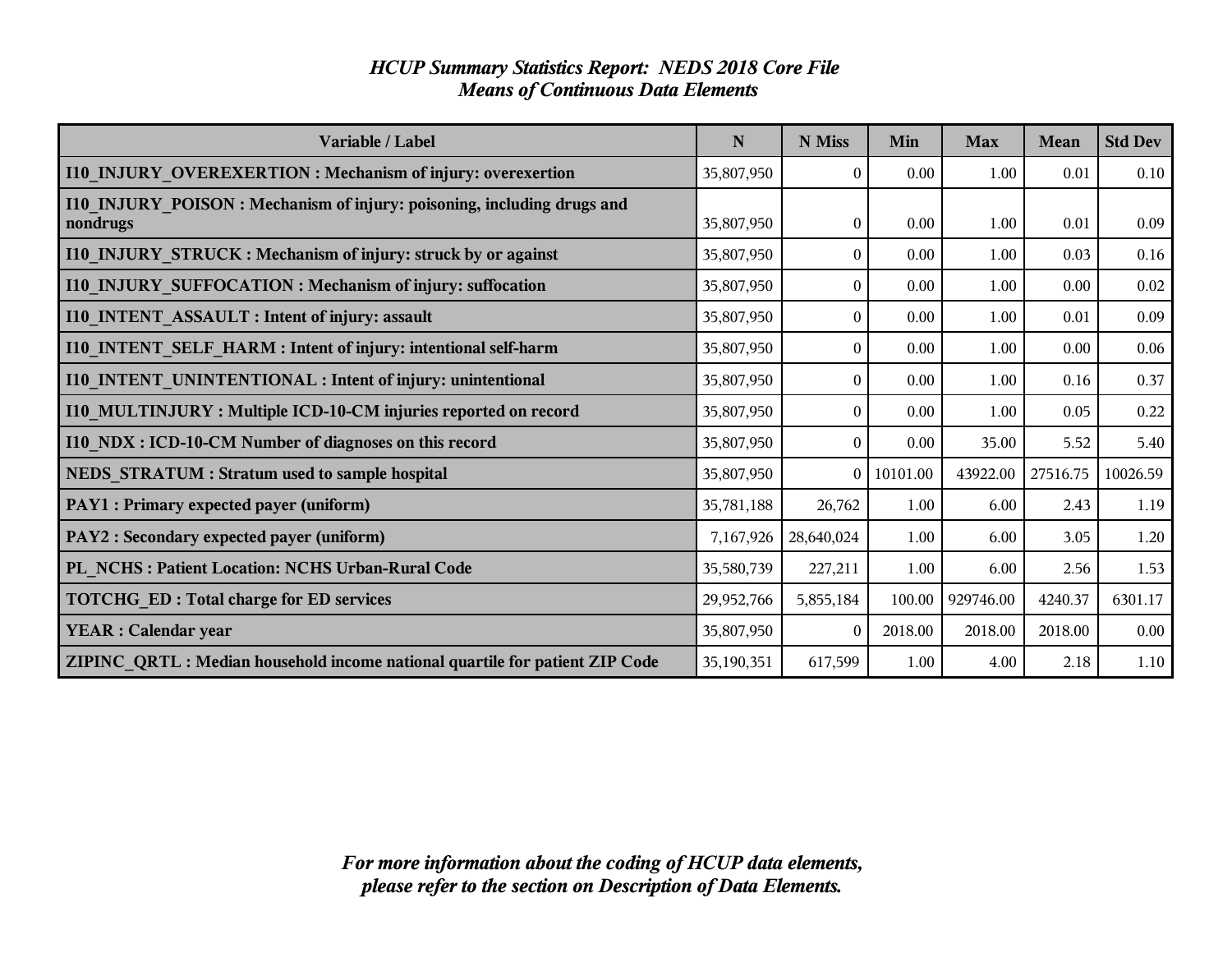# *HCUP Summary Statistics Report: NEDS 2018 Core File*
## *Means of Continuous Data Elements*

| Variable / Label | N | N Miss | Min | Max | Mean | Std Dev |
|---|---|---|---|---|---|---|
| **I10_INJURY_OVEREXERTION : Mechanism of injury: overexertion** | 35,807,950 | 0 | 0.00 | 1.00 | 0.01 | 0.10 |
| **I10_INJURY_POISON : Mechanism of injury: poisoning, including drugs and nondrugs** | 35,807,950 | 0 | 0.00 | 1.00 | 0.01 | 0.09 |
| **I10_INJURY_STRUCK : Mechanism of injury: struck by or against** | 35,807,950 | 0 | 0.00 | 1.00 | 0.03 | 0.16 |
| **I10_INJURY_SUFFOCATION : Mechanism of injury: suffocation** | 35,807,950 | 0 | 0.00 | 1.00 | 0.00 | 0.02 |
| **I10_INTENT_ASSAULT : Intent of injury: assault** | 35,807,950 | 0 | 0.00 | 1.00 | 0.01 | 0.09 |
| **I10_INTENT_SELF_HARM : Intent of injury: intentional self-harm** | 35,807,950 | 0 | 0.00 | 1.00 | 0.00 | 0.06 |
| **I10_INTENT_UNINTENTIONAL : Intent of injury: unintentional** | 35,807,950 | 0 | 0.00 | 1.00 | 0.16 | 0.37 |
| **I10_MULTINJURY : Multiple ICD-10-CM injuries reported on record** | 35,807,950 | 0 | 0.00 | 1.00 | 0.05 | 0.22 |
| **I10_NDX : ICD-10-CM Number of diagnoses on this record** | 35,807,950 | 0 | 0.00 | 35.00 | 5.52 | 5.40 |
| **NEDS_STRATUM : Stratum used to sample hospital** | 35,807,950 | 0 | 10101.00 | 43922.00 | 27516.75 | 10026.59 |
| **PAY1 : Primary expected payer (uniform)** | 35,781,188 | 26,762 | 1.00 | 6.00 | 2.43 | 1.19 |
| **PAY2 : Secondary expected payer (uniform)** | 7,167,926 | 28,640,024 | 1.00 | 6.00 | 3.05 | 1.20 |
| **PL_NCHS : Patient Location: NCHS Urban-Rural Code** | 35,580,739 | 227,211 | 1.00 | 6.00 | 2.56 | 1.53 |
| **TOTCHG_ED : Total charge for ED services** | 29,952,766 | 5,855,184 | 100.00 | 929746.00 | 4240.37 | 6301.17 |
| **YEAR : Calendar year** | 35,807,950 | 0 | 2018.00 | 2018.00 | 2018.00 | 0.00 |
| **ZIPINC_QRTL : Median household income national quartile for patient ZIP Code** | 35,190,351 | 617,599 | 1.00 | 4.00 | 2.18 | 1.10 |

***For more information about the coding of HCUP data elements, please refer to the section on Description of Data Elements.***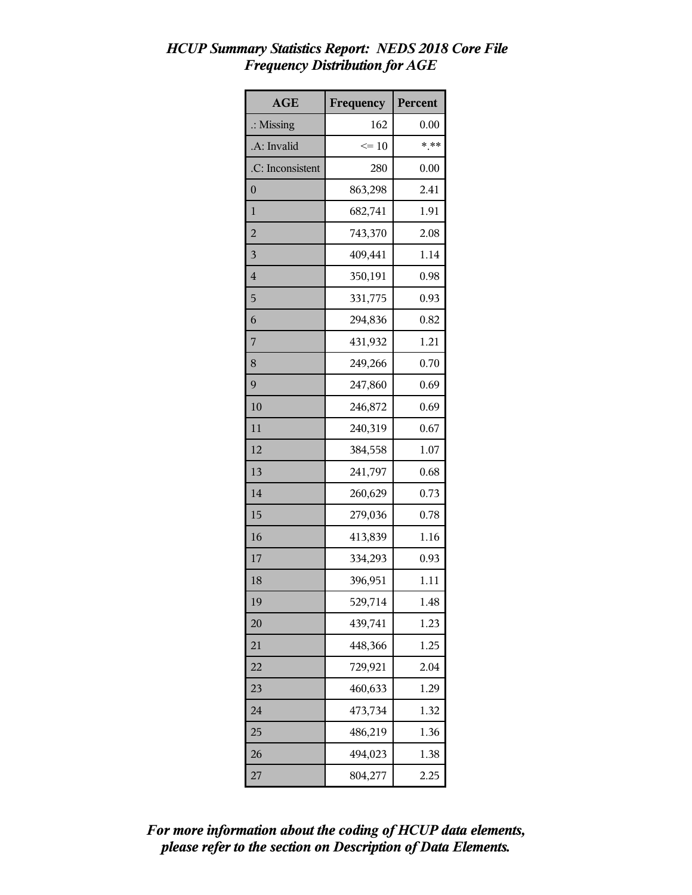# *HCUP Summary Statistics Report: NEDS 2018 Core File*
## *Frequency Distribution for AGE*

| AGE | Frequency | Percent |
|---|---|---|
| .: Missing | 162 | 0.00 |
| .A: Invalid | <= 10 | *.** |
| .C: Inconsistent | 280 | 0.00 |
| 0 | 863,298 | 2.41 |
| 1 | 682,741 | 1.91 |
| 2 | 743,370 | 2.08 |
| 3 | 409,441 | 1.14 |
| 4 | 350,191 | 0.98 |
| 5 | 331,775 | 0.93 |
| 6 | 294,836 | 0.82 |
| 7 | 431,932 | 1.21 |
| 8 | 249,266 | 0.70 |
| 9 | 247,860 | 0.69 |
| 10 | 246,872 | 0.69 |
| 11 | 240,319 | 0.67 |
| 12 | 384,558 | 1.07 |
| 13 | 241,797 | 0.68 |
| 14 | 260,629 | 0.73 |
| 15 | 279,036 | 0.78 |
| 16 | 413,839 | 1.16 |
| 17 | 334,293 | 0.93 |
| 18 | 396,951 | 1.11 |
| 19 | 529,714 | 1.48 |
| 20 | 439,741 | 1.23 |
| 21 | 448,366 | 1.25 |
| 22 | 729,921 | 2.04 |
| 23 | 460,633 | 1.29 |
| 24 | 473,734 | 1.32 |
| 25 | 486,219 | 1.36 |
| 26 | 494,023 | 1.38 |
| 27 | 804,277 | 2.25 |

***For more information about the coding of HCUP data elements, please refer to the section on Description of Data Elements.***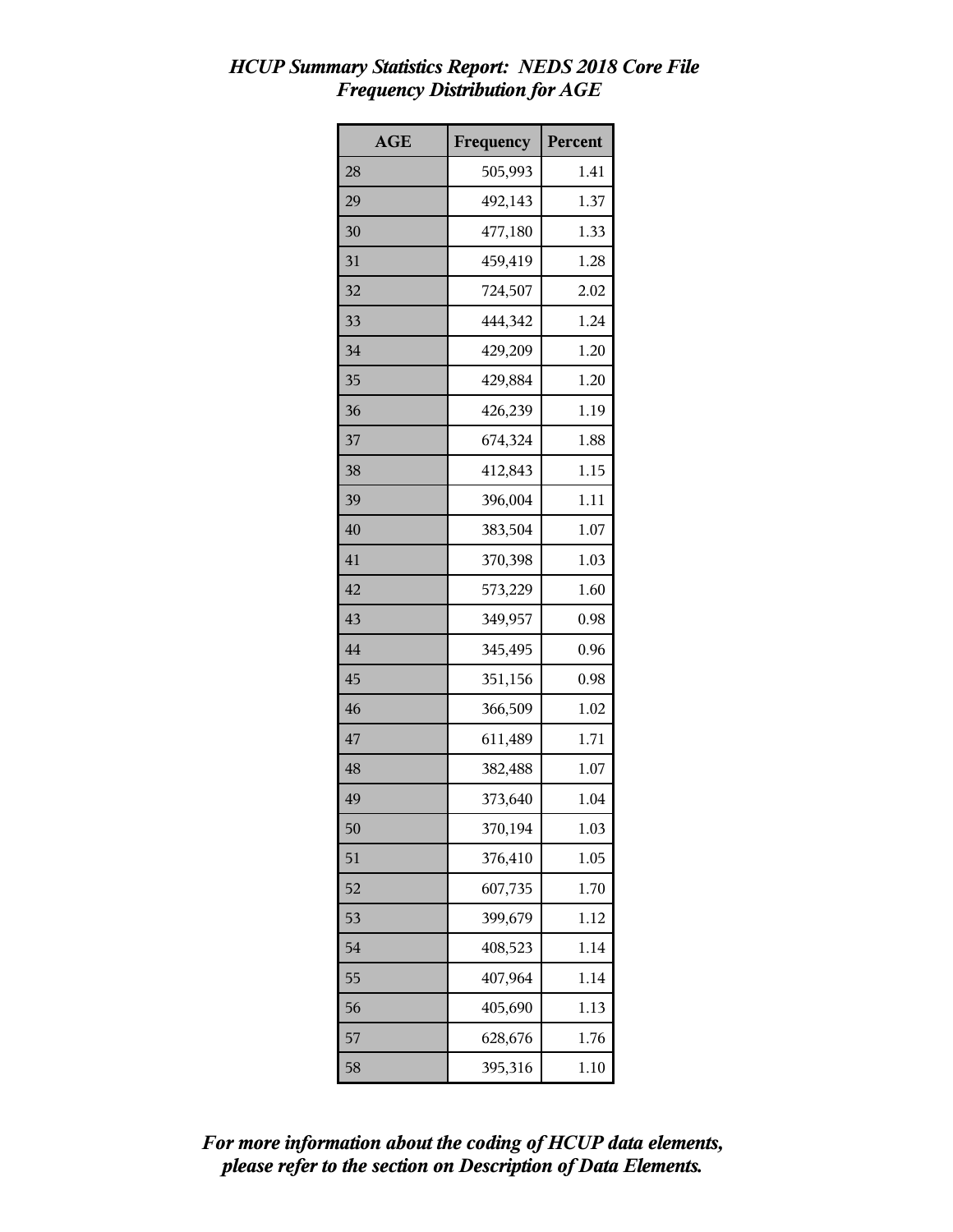*HCUP Summary Statistics Report: NEDS 2018 Core File*
*Frequency Distribution for AGE*

| AGE | Frequency | Percent |
|---|---|---|
| 28 | 505,993 | 1.41 |
| 29 | 492,143 | 1.37 |
| 30 | 477,180 | 1.33 |
| 31 | 459,419 | 1.28 |
| 32 | 724,507 | 2.02 |
| 33 | 444,342 | 1.24 |
| 34 | 429,209 | 1.20 |
| 35 | 429,884 | 1.20 |
| 36 | 426,239 | 1.19 |
| 37 | 674,324 | 1.88 |
| 38 | 412,843 | 1.15 |
| 39 | 396,004 | 1.11 |
| 40 | 383,504 | 1.07 |
| 41 | 370,398 | 1.03 |
| 42 | 573,229 | 1.60 |
| 43 | 349,957 | 0.98 |
| 44 | 345,495 | 0.96 |
| 45 | 351,156 | 0.98 |
| 46 | 366,509 | 1.02 |
| 47 | 611,489 | 1.71 |
| 48 | 382,488 | 1.07 |
| 49 | 373,640 | 1.04 |
| 50 | 370,194 | 1.03 |
| 51 | 376,410 | 1.05 |
| 52 | 607,735 | 1.70 |
| 53 | 399,679 | 1.12 |
| 54 | 408,523 | 1.14 |
| 55 | 407,964 | 1.14 |
| 56 | 405,690 | 1.13 |
| 57 | 628,676 | 1.76 |
| 58 | 395,316 | 1.10 |

*For more information about the coding of HCUP data elements, please refer to the section on Description of Data Elements.*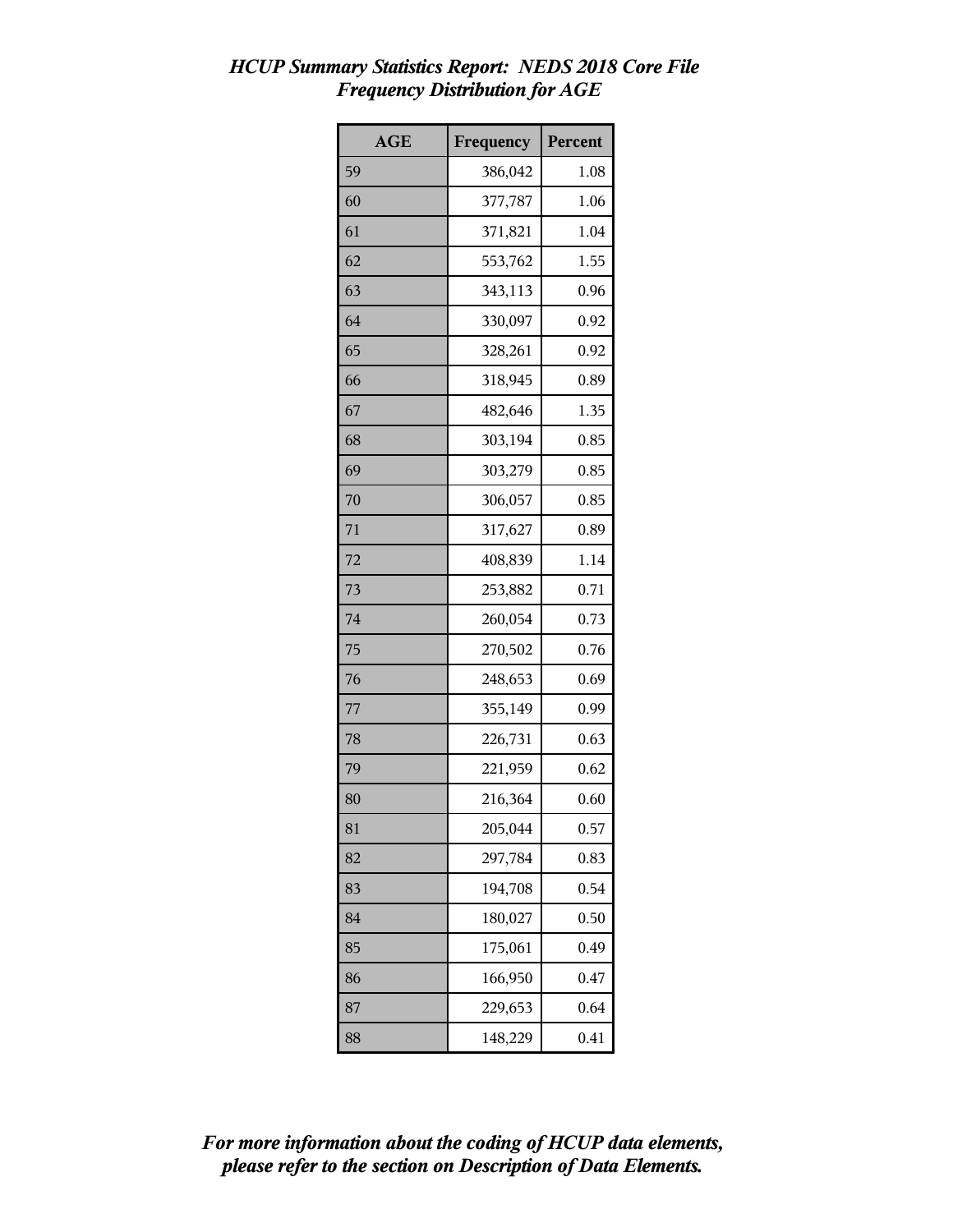*HCUP Summary Statistics Report: NEDS 2018 Core File*
*Frequency Distribution for AGE*

| AGE | Frequency | Percent |
|---|---|---|
| 59 | 386,042 | 1.08 |
| 60 | 377,787 | 1.06 |
| 61 | 371,821 | 1.04 |
| 62 | 553,762 | 1.55 |
| 63 | 343,113 | 0.96 |
| 64 | 330,097 | 0.92 |
| 65 | 328,261 | 0.92 |
| 66 | 318,945 | 0.89 |
| 67 | 482,646 | 1.35 |
| 68 | 303,194 | 0.85 |
| 69 | 303,279 | 0.85 |
| 70 | 306,057 | 0.85 |
| 71 | 317,627 | 0.89 |
| 72 | 408,839 | 1.14 |
| 73 | 253,882 | 0.71 |
| 74 | 260,054 | 0.73 |
| 75 | 270,502 | 0.76 |
| 76 | 248,653 | 0.69 |
| 77 | 355,149 | 0.99 |
| 78 | 226,731 | 0.63 |
| 79 | 221,959 | 0.62 |
| 80 | 216,364 | 0.60 |
| 81 | 205,044 | 0.57 |
| 82 | 297,784 | 0.83 |
| 83 | 194,708 | 0.54 |
| 84 | 180,027 | 0.50 |
| 85 | 175,061 | 0.49 |
| 86 | 166,950 | 0.47 |
| 87 | 229,653 | 0.64 |
| 88 | 148,229 | 0.41 |

***For more information about the coding of HCUP data elements, please refer to the section on Description of Data Elements.***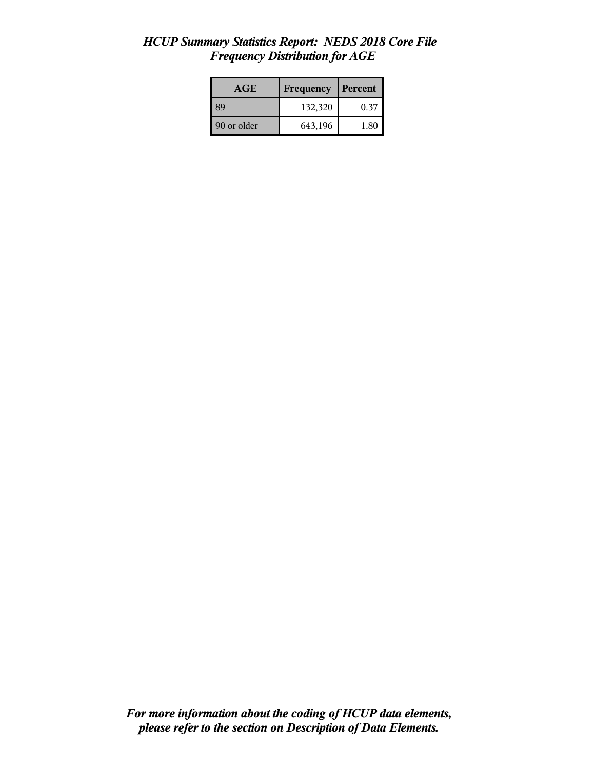# HCUP Summary Statistics Report: NEDS 2018 Core File
## Frequency Distribution for AGE

| AGE | Frequency | Percent |
|---|---|---|
| 89 | 132,320 | 0.37 |
| 90 or older | 643,196 | 1.80 |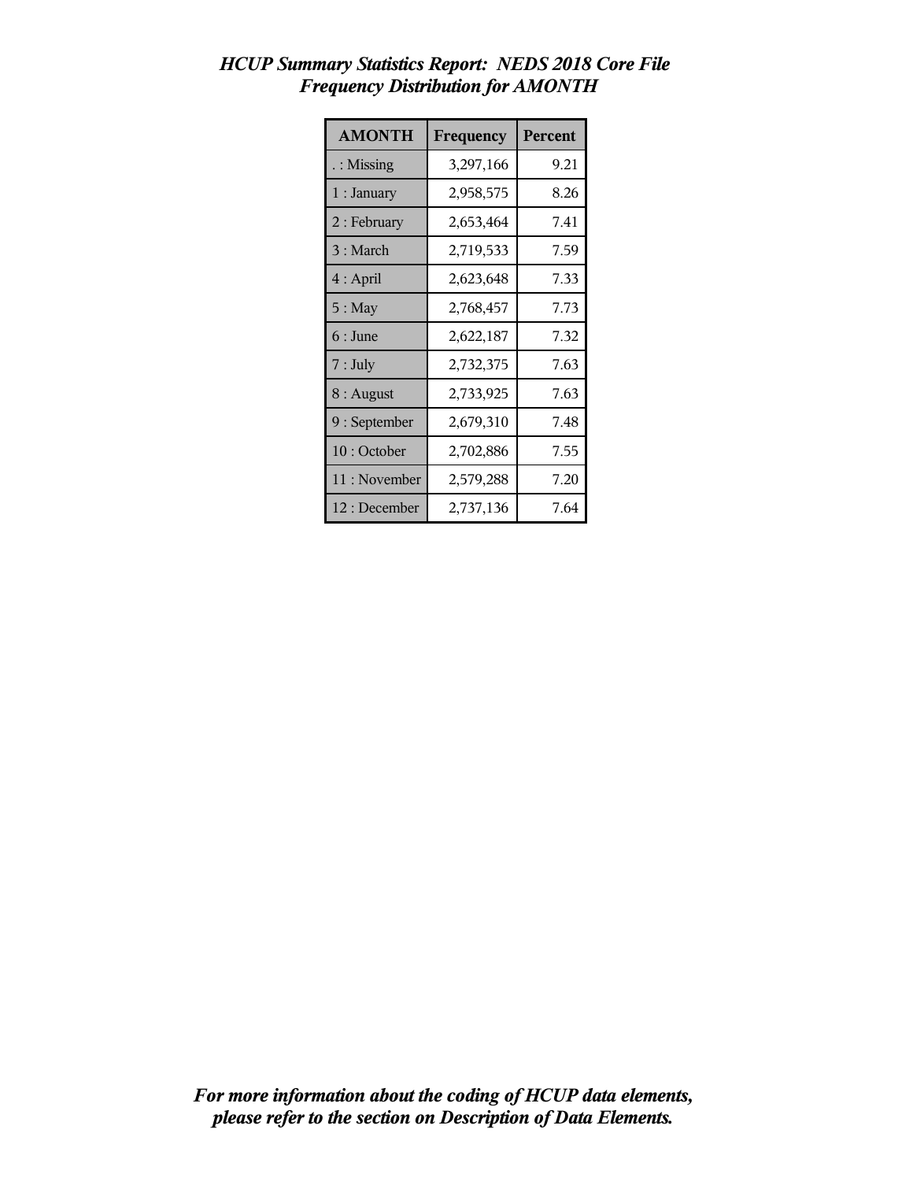# *HCUP Summary Statistics Report: NEDS 2018 Core File*
## *Frequency Distribution for AMONTH*

| AMONTH | Frequency | Percent |
|---|---|---|
| . : Missing | 3,297,166 | 9.21 |
| 1 : January | 2,958,575 | 8.26 |
| 2 : February | 2,653,464 | 7.41 |
| 3 : March | 2,719,533 | 7.59 |
| 4 : April | 2,623,648 | 7.33 |
| 5 : May | 2,768,457 | 7.73 |
| 6 : June | 2,622,187 | 7.32 |
| 7 : July | 2,732,375 | 7.63 |
| 8 : August | 2,733,925 | 7.63 |
| 9 : September | 2,679,310 | 7.48 |
| 10 : October | 2,702,886 | 7.55 |
| 11 : November | 2,579,288 | 7.20 |
| 12 : December | 2,737,136 | 7.64 |

***For more information about the coding of HCUP data elements, please refer to the section on Description of Data Elements.***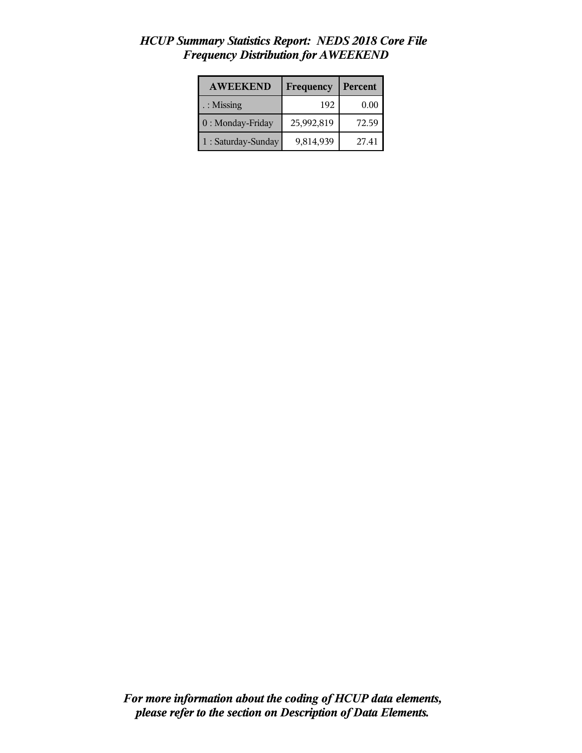# *HCUP Summary Statistics Report: NEDS 2018 Core File*
## *Frequency Distribution for AWEEKEND*

| AWEEKEND | Frequency | Percent |
|---|---|---|
| . : Missing | 192 | 0.00 |
| 0 : Monday-Friday | 25,992,819 | 72.59 |
| 1 : Saturday-Sunday | 9,814,939 | 27.41 |

***For more information about the coding of HCUP data elements, please refer to the section on Description of Data Elements.***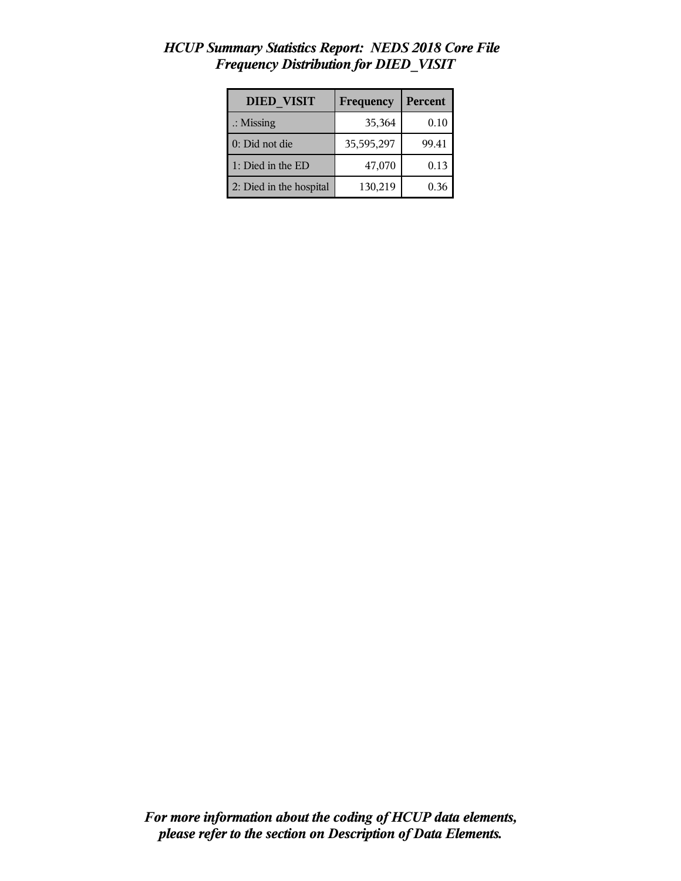# *HCUP Summary Statistics Report: NEDS 2018 Core File*
## *Frequency Distribution for DIED_VISIT*

| DIED_VISIT | Frequency | Percent |
|---|---|---|
| .: Missing | 35,364 | 0.10 |
| 0: Did not die | 35,595,297 | 99.41 |
| 1: Died in the ED | 47,070 | 0.13 |
| 2: Died in the hospital | 130,219 | 0.36 |

***For more information about the coding of HCUP data elements, please refer to the section on Description of Data Elements.***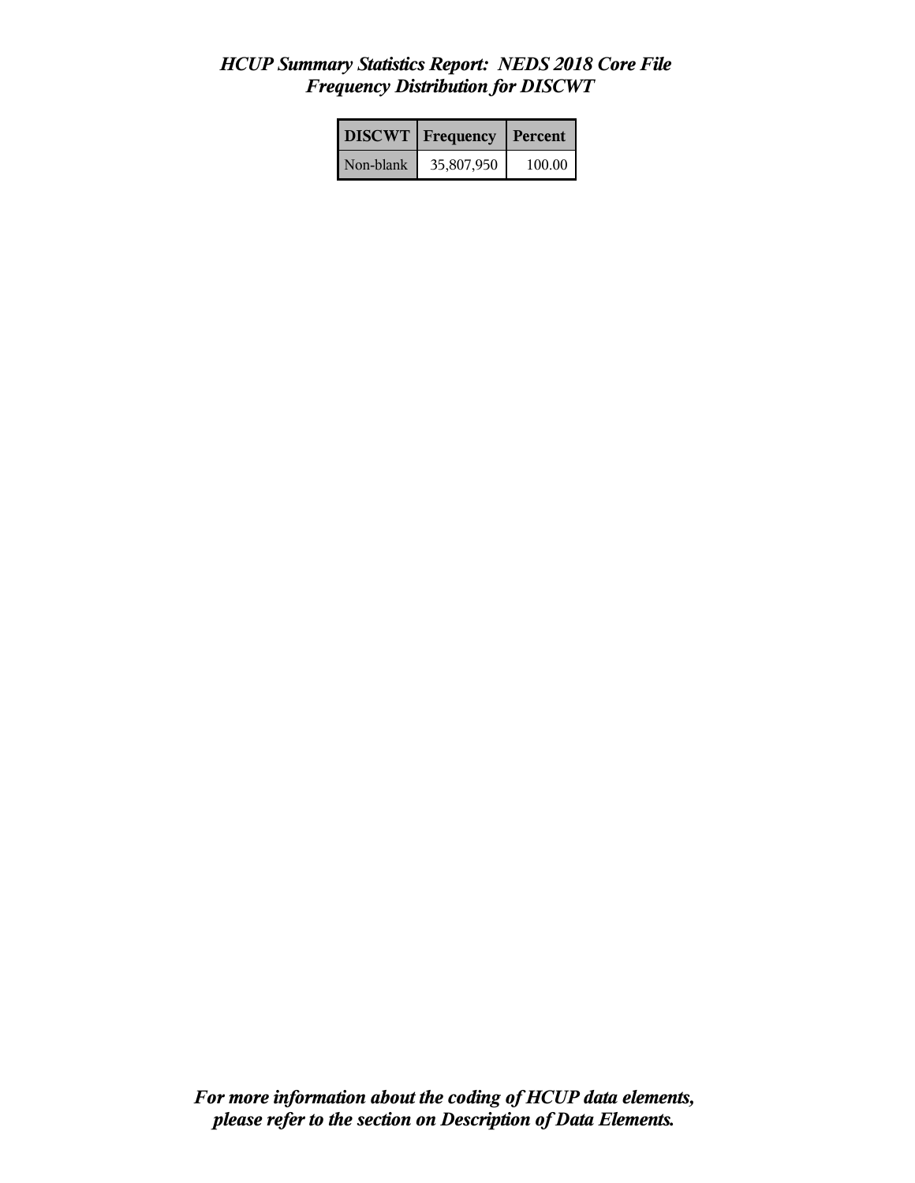*HCUP Summary Statistics Report: NEDS 2018 Core File*
*Frequency Distribution for DISCWT*

| DISCWT | Frequency | Percent |
|---|---|---|
| Non-blank | 35,807,950 | 100.00 |

***For more information about the coding of HCUP data elements, please refer to the section on Description of Data Elements.***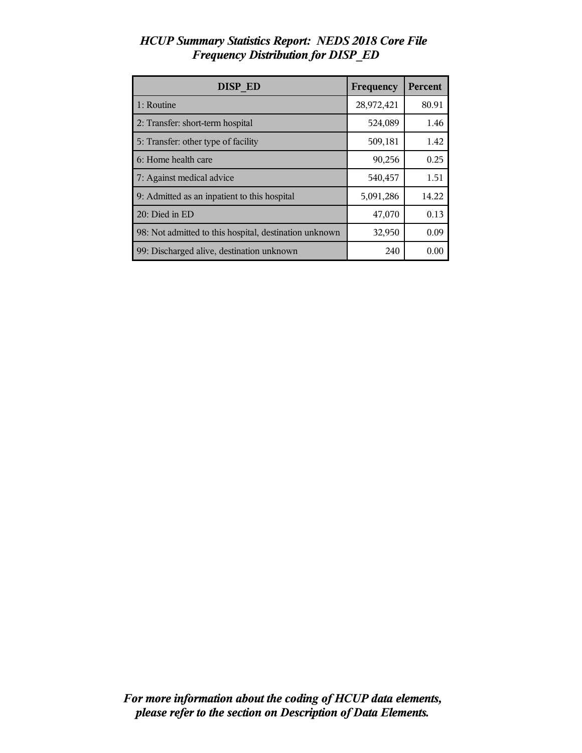*HCUP Summary Statistics Report: NEDS 2018 Core File*
*Frequency Distribution for DISP_ED*

| DISP_ED | Frequency | Percent |
|---|---|---|
| 1: Routine | 28,972,421 | 80.91 |
| 2: Transfer: short-term hospital | 524,089 | 1.46 |
| 5: Transfer: other type of facility | 509,181 | 1.42 |
| 6: Home health care | 90,256 | 0.25 |
| 7: Against medical advice | 540,457 | 1.51 |
| 9: Admitted as an inpatient to this hospital | 5,091,286 | 14.22 |
| 20: Died in ED | 47,070 | 0.13 |
| 98: Not admitted to this hospital, destination unknown | 32,950 | 0.09 |
| 99: Discharged alive, destination unknown | 240 | 0.00 |

***For more information about the coding of HCUP data elements, please refer to the section on Description of Data Elements.***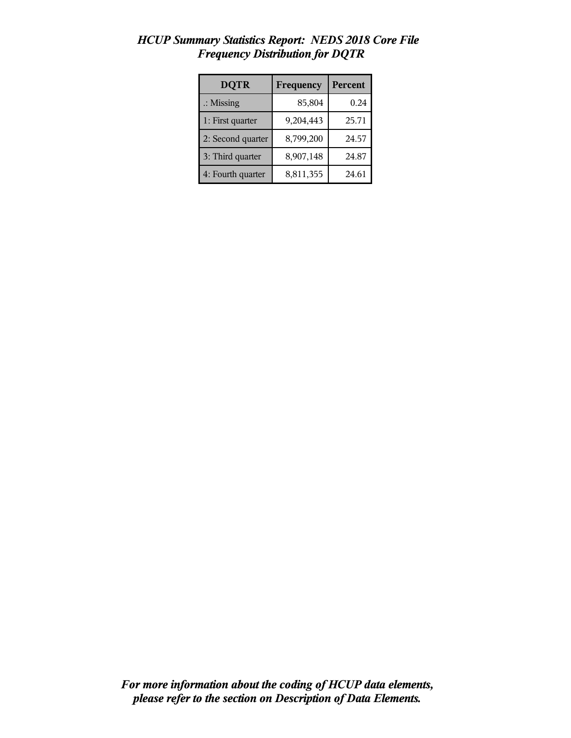# *HCUP Summary Statistics Report: NEDS 2018 Core File*
## *Frequency Distribution for DQTR*

| DQTR | Frequency | Percent |
|---|---|---|
| .: Missing | 85,804 | 0.24 |
| 1: First quarter | 9,204,443 | 25.71 |
| 2: Second quarter | 8,799,200 | 24.57 |
| 3: Third quarter | 8,907,148 | 24.87 |
| 4: Fourth quarter | 8,811,355 | 24.61 |

***For more information about the coding of HCUP data elements, please refer to the section on Description of Data Elements.***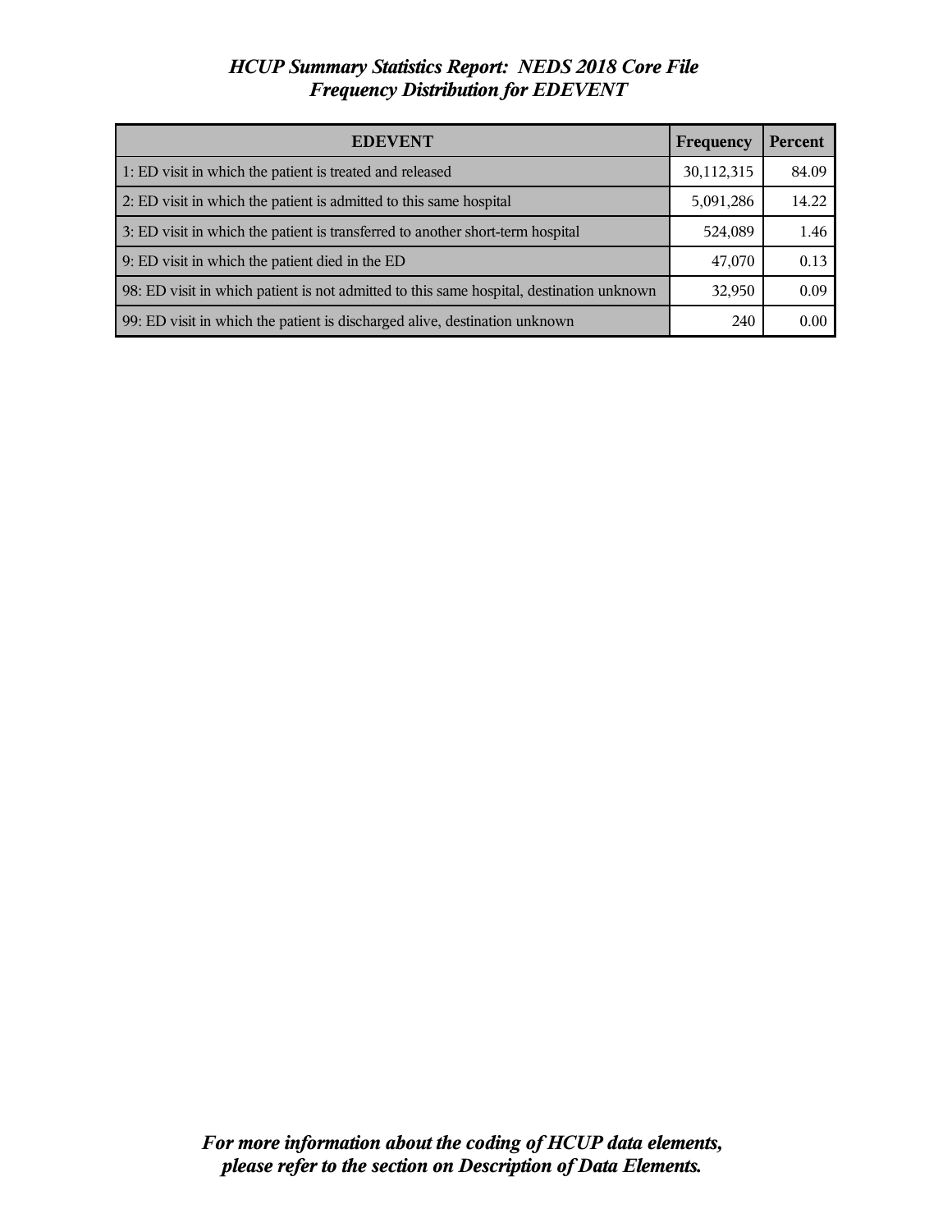# *HCUP Summary Statistics Report: NEDS 2018 Core File*
## *Frequency Distribution for EDEVENT*

| EDEVENT | Frequency | Percent |
|---|---|---|
| 1: ED visit in which the patient is treated and released | 30,112,315 | 84.09 |
| 2: ED visit in which the patient is admitted to this same hospital | 5,091,286 | 14.22 |
| 3: ED visit in which the patient is transferred to another short-term hospital | 524,089 | 1.46 |
| 9: ED visit in which the patient died in the ED | 47,070 | 0.13 |
| 98: ED visit in which patient is not admitted to this same hospital, destination unknown | 32,950 | 0.09 |
| 99: ED visit in which the patient is discharged alive, destination unknown | 240 | 0.00 |

***For more information about the coding of HCUP data elements, please refer to the section on Description of Data Elements.***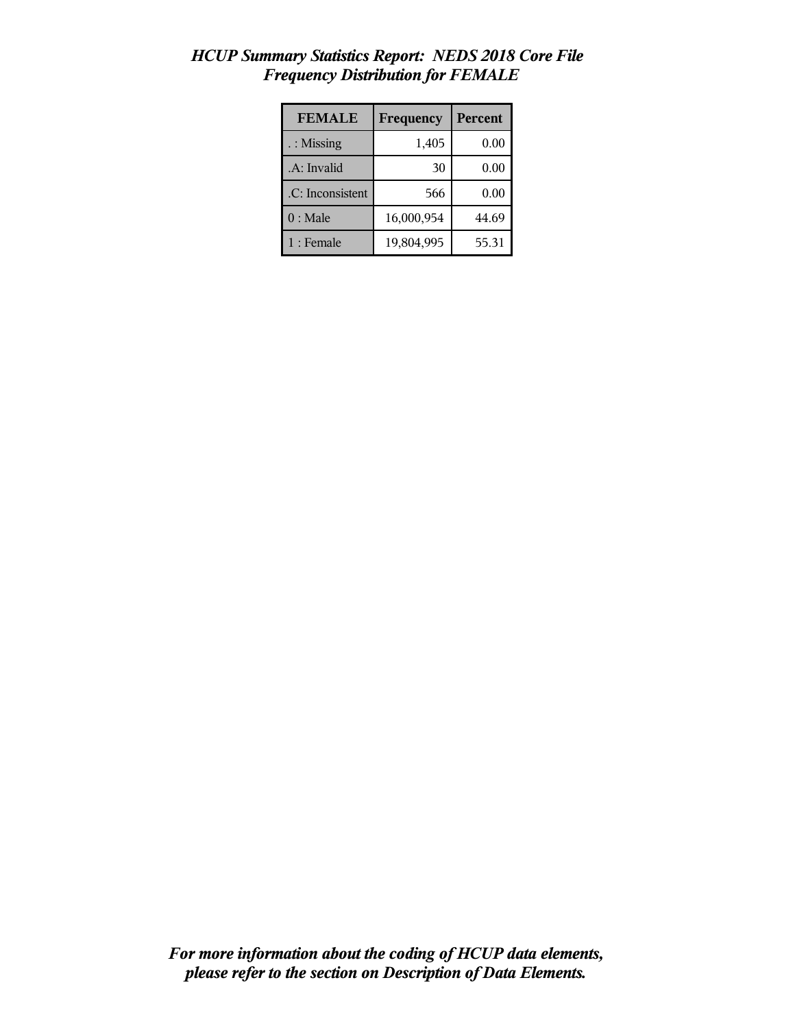*HCUP Summary Statistics Report: NEDS 2018 Core File*
*Frequency Distribution for FEMALE*

| FEMALE | Frequency | Percent |
|---|---|---|
| . : Missing | 1,405 | 0.00 |
| .A: Invalid | 30 | 0.00 |
| .C: Inconsistent | 566 | 0.00 |
| 0 : Male | 16,000,954 | 44.69 |
| 1 : Female | 19,804,995 | 55.31 |

***For more information about the coding of HCUP data elements, please refer to the section on Description of Data Elements.***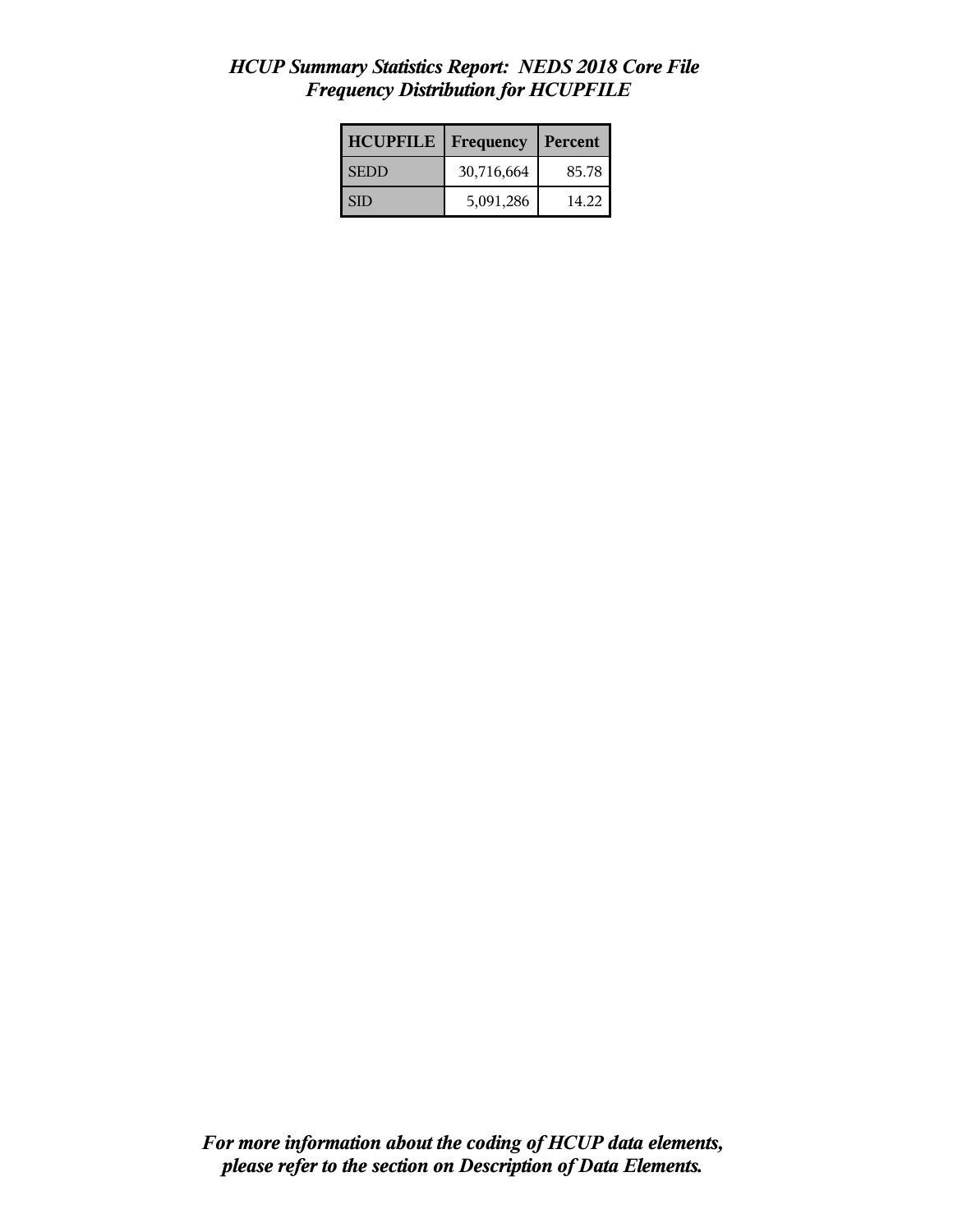# *HCUP Summary Statistics Report: NEDS 2018 Core File*
## *Frequency Distribution for HCUPFILE*

| HCUPFILE | Frequency | Percent |
|---|---|---|
| SEDD | 30,716,664 | 85.78 |
| SID | 5,091,286 | 14.22 |

***For more information about the coding of HCUP data elements, please refer to the section on Description of Data Elements.***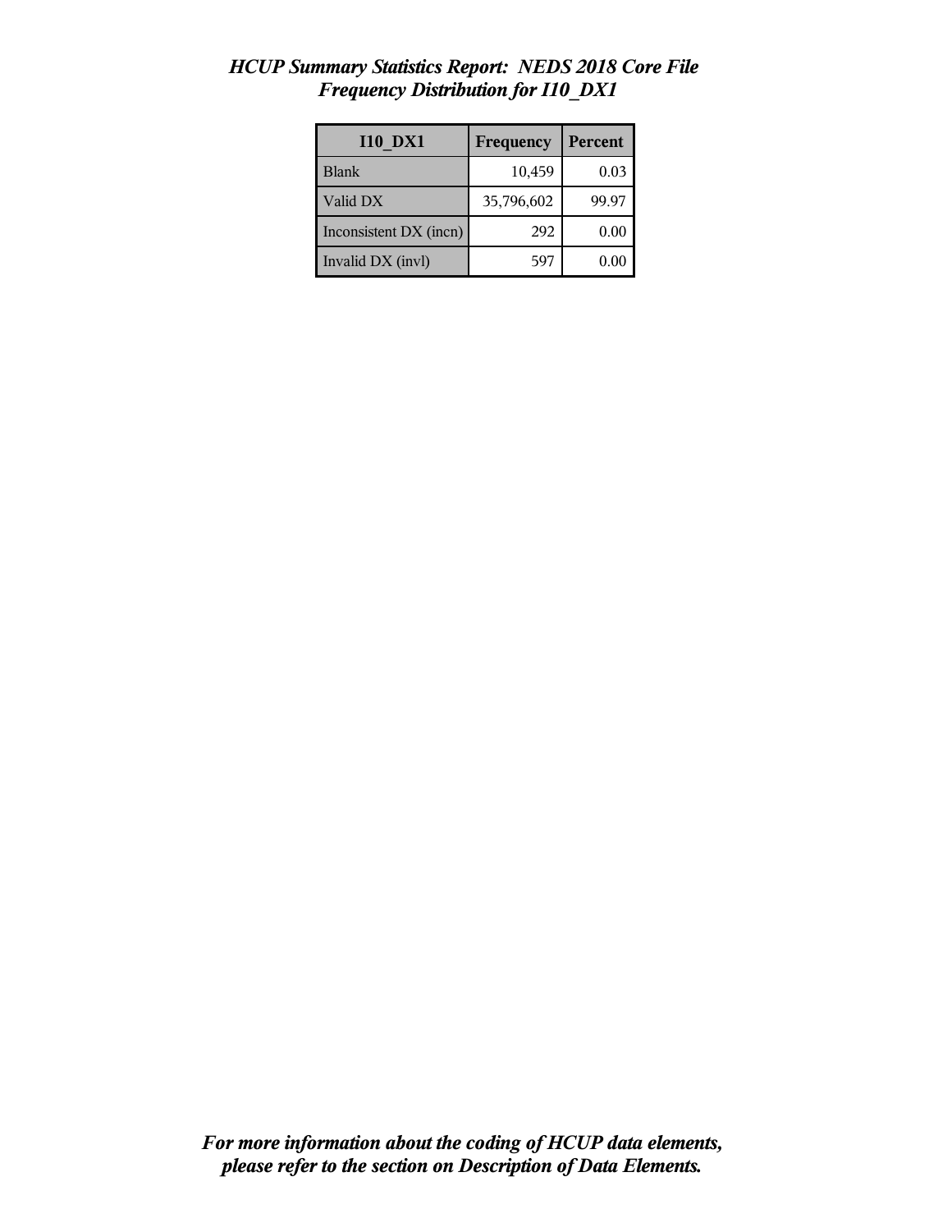*HCUP Summary Statistics Report: NEDS 2018 Core File*
*Frequency Distribution for I10_DX1*

| I10_DX1 | Frequency | Percent |
|---|---|---|
| Blank | 10,459 | 0.03 |
| Valid DX | 35,796,602 | 99.97 |
| Inconsistent DX (incn) | 292 | 0.00 |
| Invalid DX (invl) | 597 | 0.00 |

***For more information about the coding of HCUP data elements, please refer to the section on Description of Data Elements.***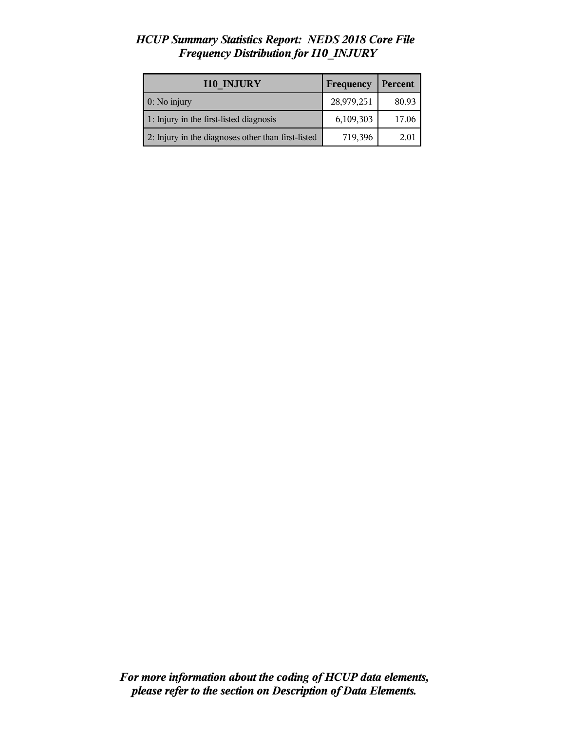*HCUP Summary Statistics Report: NEDS 2018 Core File*
*Frequency Distribution for I10_INJURY*

| I10_INJURY | Frequency | Percent |
|---|---|---|
| 0: No injury | 28,979,251 | 80.93 |
| 1: Injury in the first-listed diagnosis | 6,109,303 | 17.06 |
| 2: Injury in the diagnoses other than first-listed | 719,396 | 2.01 |

***For more information about the coding of HCUP data elements, please refer to the section on Description of Data Elements.***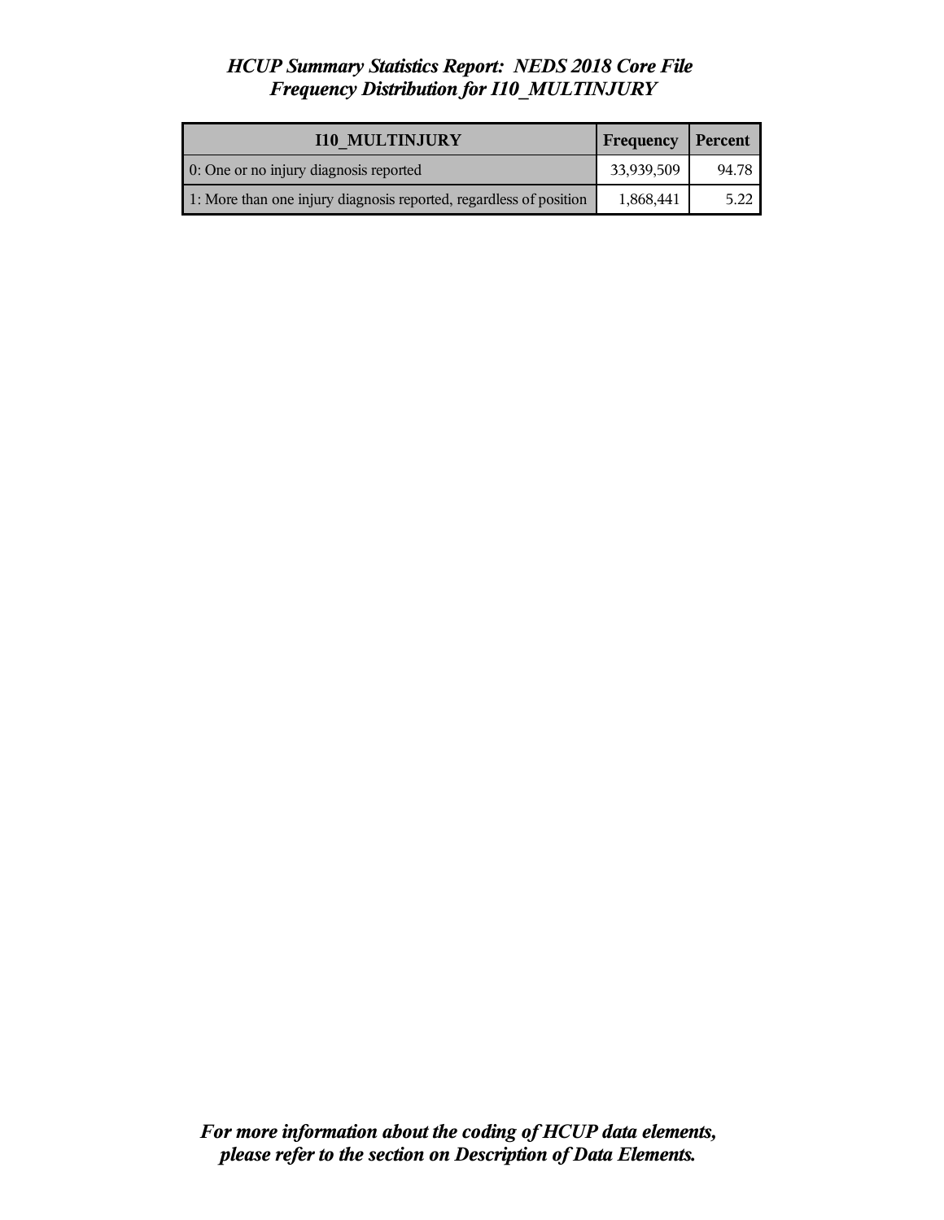*HCUP Summary Statistics Report: NEDS 2018 Core File*
*Frequency Distribution for I10_MULTINJURY*

| I10_MULTINJURY | Frequency | Percent |
|---|---|---|
| 0: One or no injury diagnosis reported | 33,939,509 | 94.78 |
| 1: More than one injury diagnosis reported, regardless of position | 1,868,441 | 5.22 |

***For more information about the coding of HCUP data elements, please refer to the section on Description of Data Elements.***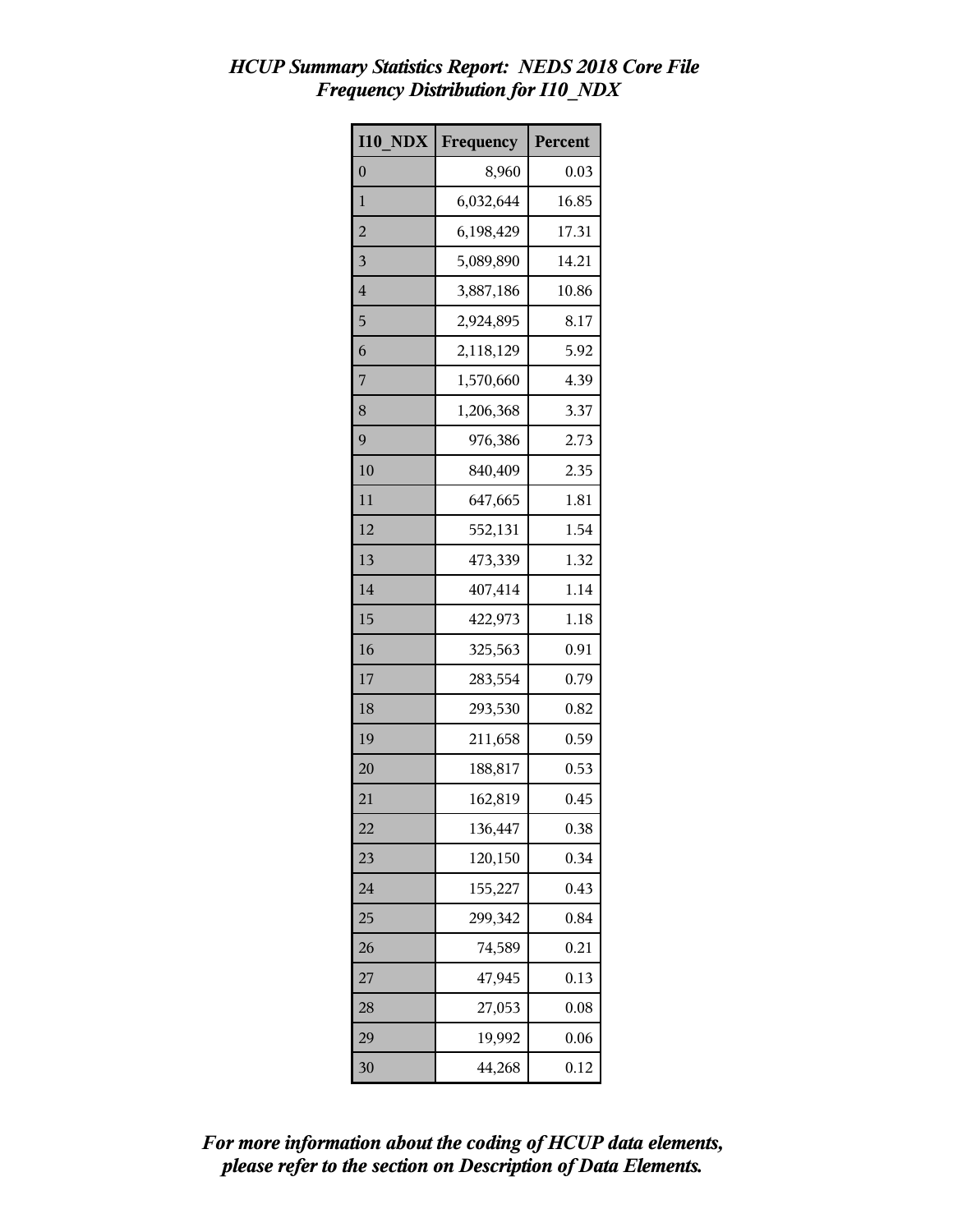# *HCUP Summary Statistics Report: NEDS 2018 Core File*
## *Frequency Distribution for I10_NDX*

| I10_NDX | Frequency | Percent |
|---|---|---|
| 0 | 8,960 | 0.03 |
| 1 | 6,032,644 | 16.85 |
| 2 | 6,198,429 | 17.31 |
| 3 | 5,089,890 | 14.21 |
| 4 | 3,887,186 | 10.86 |
| 5 | 2,924,895 | 8.17 |
| 6 | 2,118,129 | 5.92 |
| 7 | 1,570,660 | 4.39 |
| 8 | 1,206,368 | 3.37 |
| 9 | 976,386 | 2.73 |
| 10 | 840,409 | 2.35 |
| 11 | 647,665 | 1.81 |
| 12 | 552,131 | 1.54 |
| 13 | 473,339 | 1.32 |
| 14 | 407,414 | 1.14 |
| 15 | 422,973 | 1.18 |
| 16 | 325,563 | 0.91 |
| 17 | 283,554 | 0.79 |
| 18 | 293,530 | 0.82 |
| 19 | 211,658 | 0.59 |
| 20 | 188,817 | 0.53 |
| 21 | 162,819 | 0.45 |
| 22 | 136,447 | 0.38 |
| 23 | 120,150 | 0.34 |
| 24 | 155,227 | 0.43 |
| 25 | 299,342 | 0.84 |
| 26 | 74,589 | 0.21 |
| 27 | 47,945 | 0.13 |
| 28 | 27,053 | 0.08 |
| 29 | 19,992 | 0.06 |
| 30 | 44,268 | 0.12 |

***For more information about the coding of HCUP data elements, please refer to the section on Description of Data Elements.***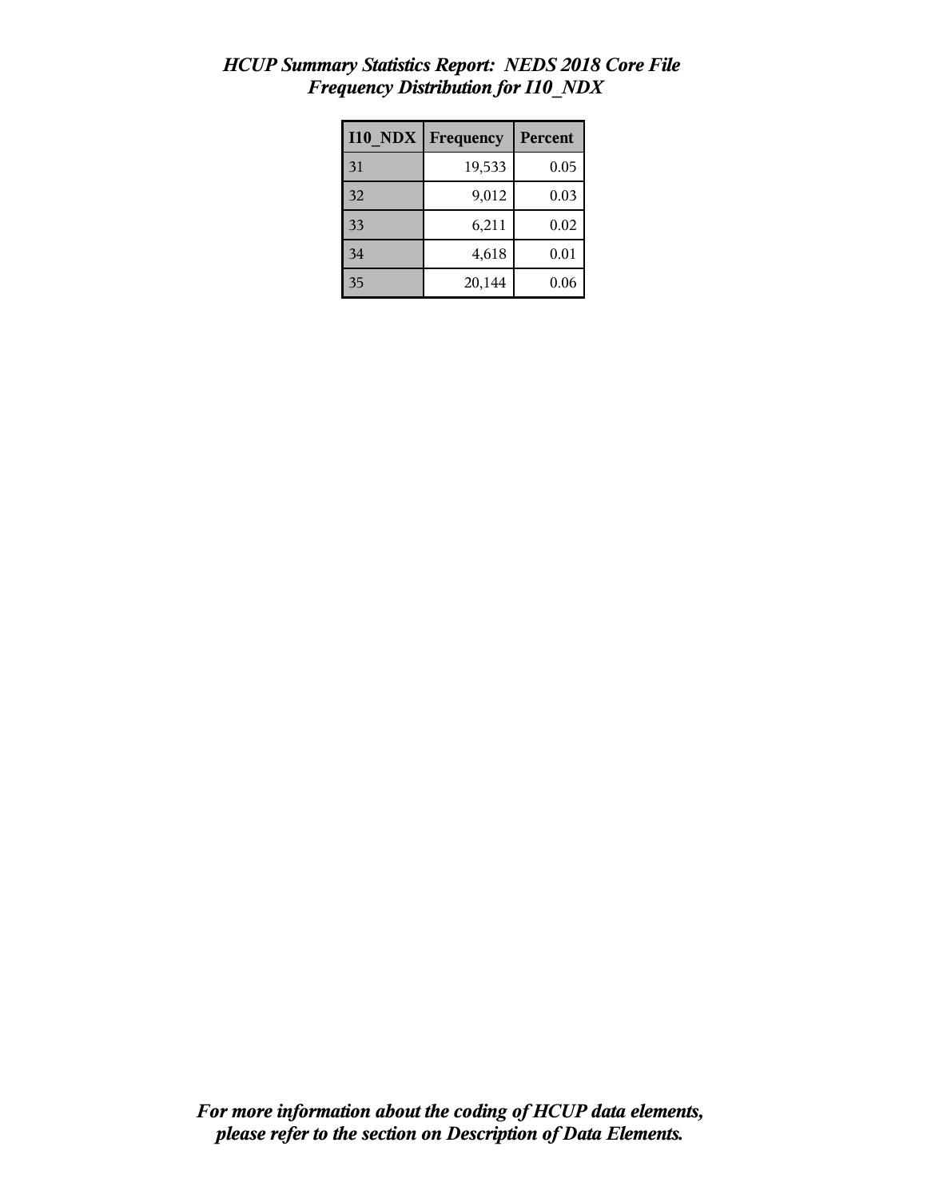# *HCUP Summary Statistics Report: NEDS 2018 Core File*
## *Frequency Distribution for I10_NDX*

| I10_NDX | Frequency | Percent |
|---|---|---|
| 31 | 19,533 | 0.05 |
| 32 | 9,012 | 0.03 |
| 33 | 6,211 | 0.02 |
| 34 | 4,618 | 0.01 |
| 35 | 20,144 | 0.06 |

***For more information about the coding of HCUP data elements, please refer to the section on Description of Data Elements.***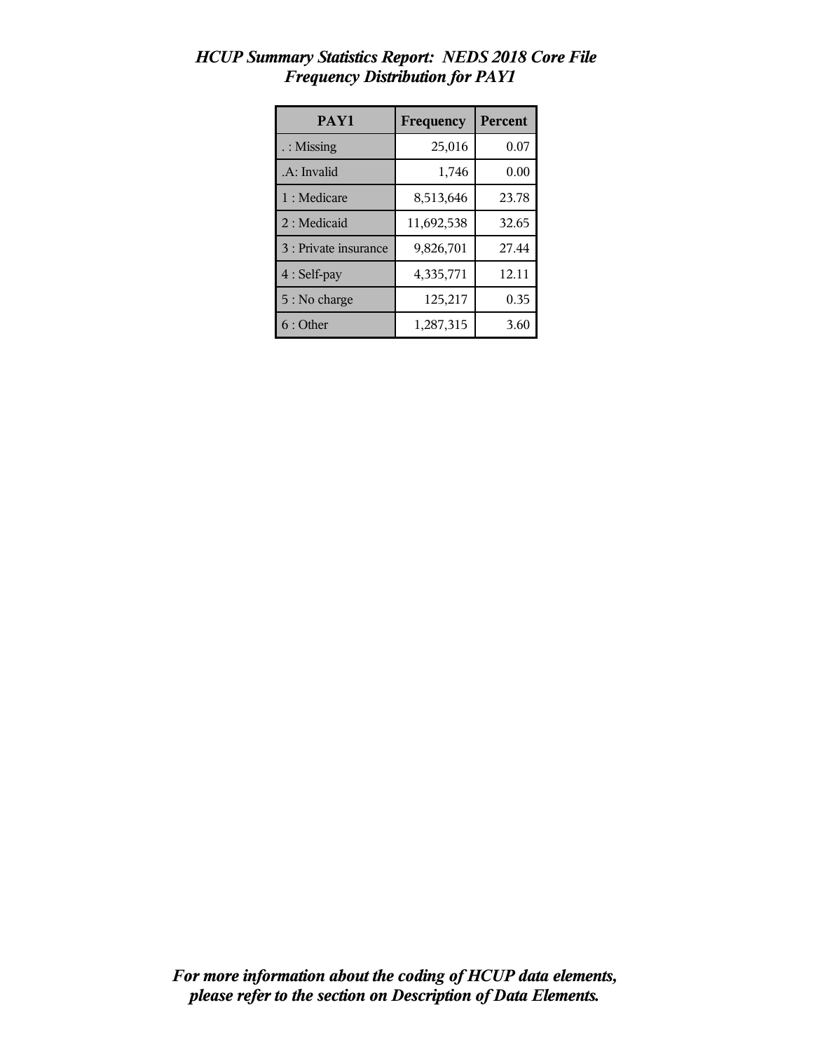*HCUP Summary Statistics Report: NEDS 2018 Core File*
*Frequency Distribution for PAY1*

| PAY1 | Frequency | Percent |
|---|---|---|
| . : Missing | 25,016 | 0.07 |
| .A: Invalid | 1,746 | 0.00 |
| 1 : Medicare | 8,513,646 | 23.78 |
| 2 : Medicaid | 11,692,538 | 32.65 |
| 3 : Private insurance | 9,826,701 | 27.44 |
| 4 : Self-pay | 4,335,771 | 12.11 |
| 5 : No charge | 125,217 | 0.35 |
| 6 : Other | 1,287,315 | 3.60 |

***For more information about the coding of HCUP data elements, please refer to the section on Description of Data Elements.***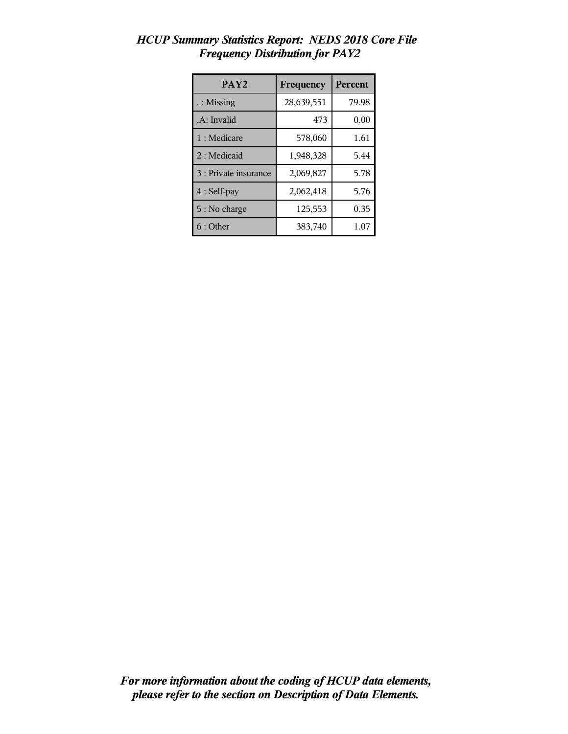*HCUP Summary Statistics Report: NEDS 2018 Core File*
*Frequency Distribution for PAY2*

| PAY2 | Frequency | Percent |
|---|---|---|
| . : Missing | 28,639,551 | 79.98 |
| .A: Invalid | 473 | 0.00 |
| 1 : Medicare | 578,060 | 1.61 |
| 2 : Medicaid | 1,948,328 | 5.44 |
| 3 : Private insurance | 2,069,827 | 5.78 |
| 4 : Self-pay | 2,062,418 | 5.76 |
| 5 : No charge | 125,553 | 0.35 |
| 6 : Other | 383,740 | 1.07 |

***For more information about the coding of HCUP data elements, please refer to the section on Description of Data Elements.***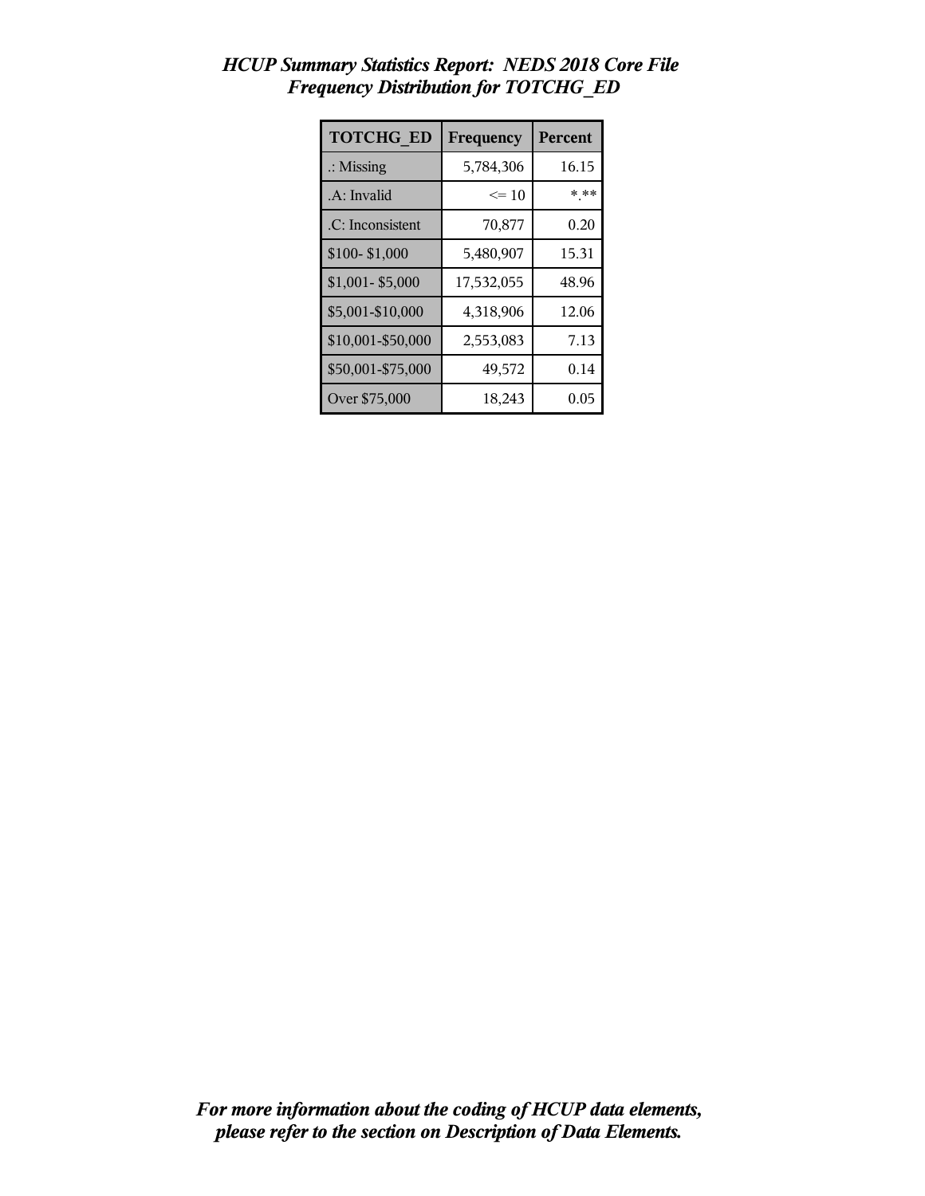*HCUP Summary Statistics Report: NEDS 2018 Core File*
*Frequency Distribution for TOTCHG_ED*

| TOTCHG_ED | Frequency | Percent |
|---|---|---|
| .: Missing | 5,784,306 | 16.15 |
| .A: Invalid | <= 10 | *.** |
| .C: Inconsistent | 70,877 | 0.20 |
| $100- $1,000 | 5,480,907 | 15.31 |
| $1,001- $5,000 | 17,532,055 | 48.96 |
| $5,001-$10,000 | 4,318,906 | 12.06 |
| $10,001-$50,000 | 2,553,083 | 7.13 |
| $50,001-$75,000 | 49,572 | 0.14 |
| Over $75,000 | 18,243 | 0.05 |

***For more information about the coding of HCUP data elements, please refer to the section on Description of Data Elements.***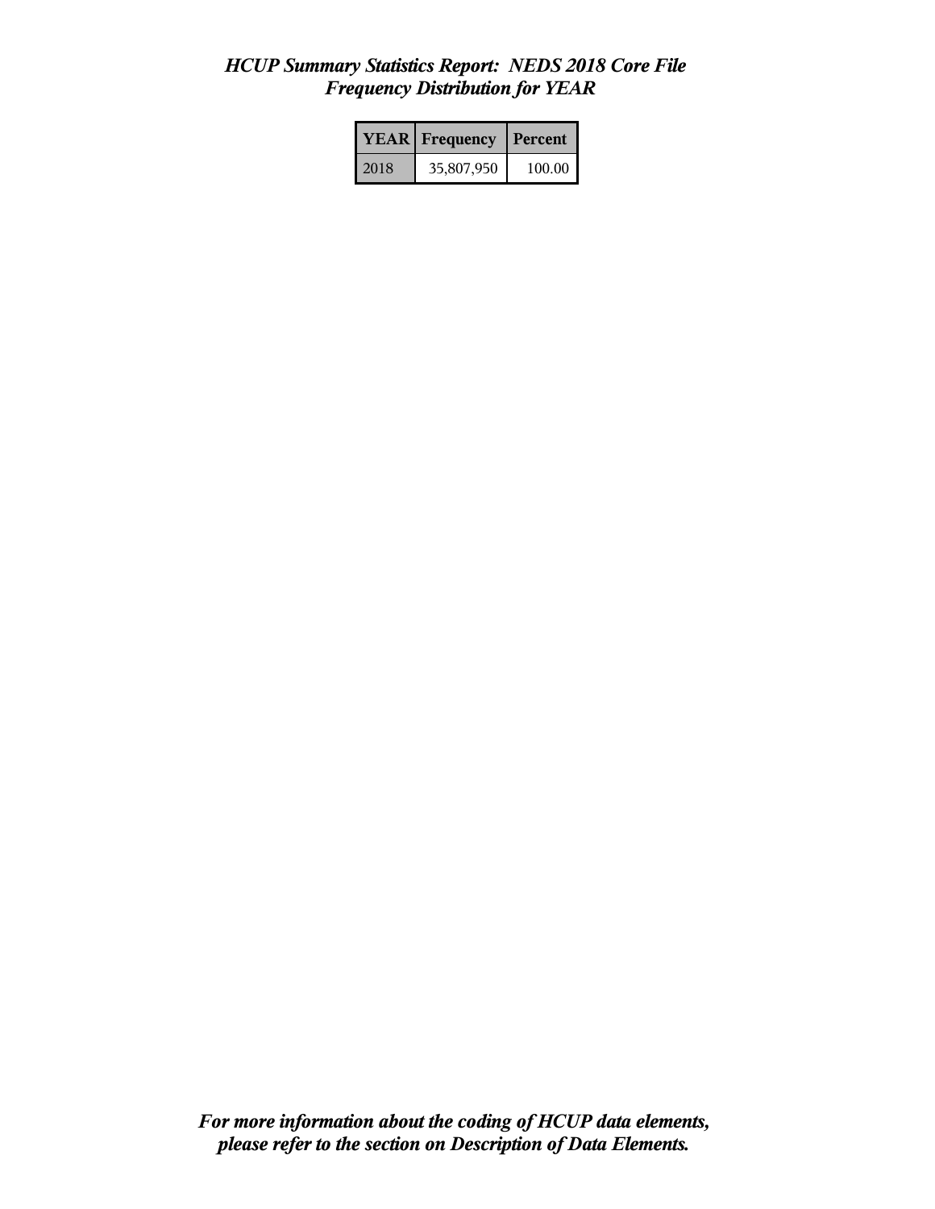# *HCUP Summary Statistics Report: NEDS 2018 Core File*
## *Frequency Distribution for YEAR*

| YEAR | Frequency | Percent |
|---|---|---|
| 2018 | 35,807,950 | 100.00 |

***For more information about the coding of HCUP data elements, please refer to the section on Description of Data Elements.***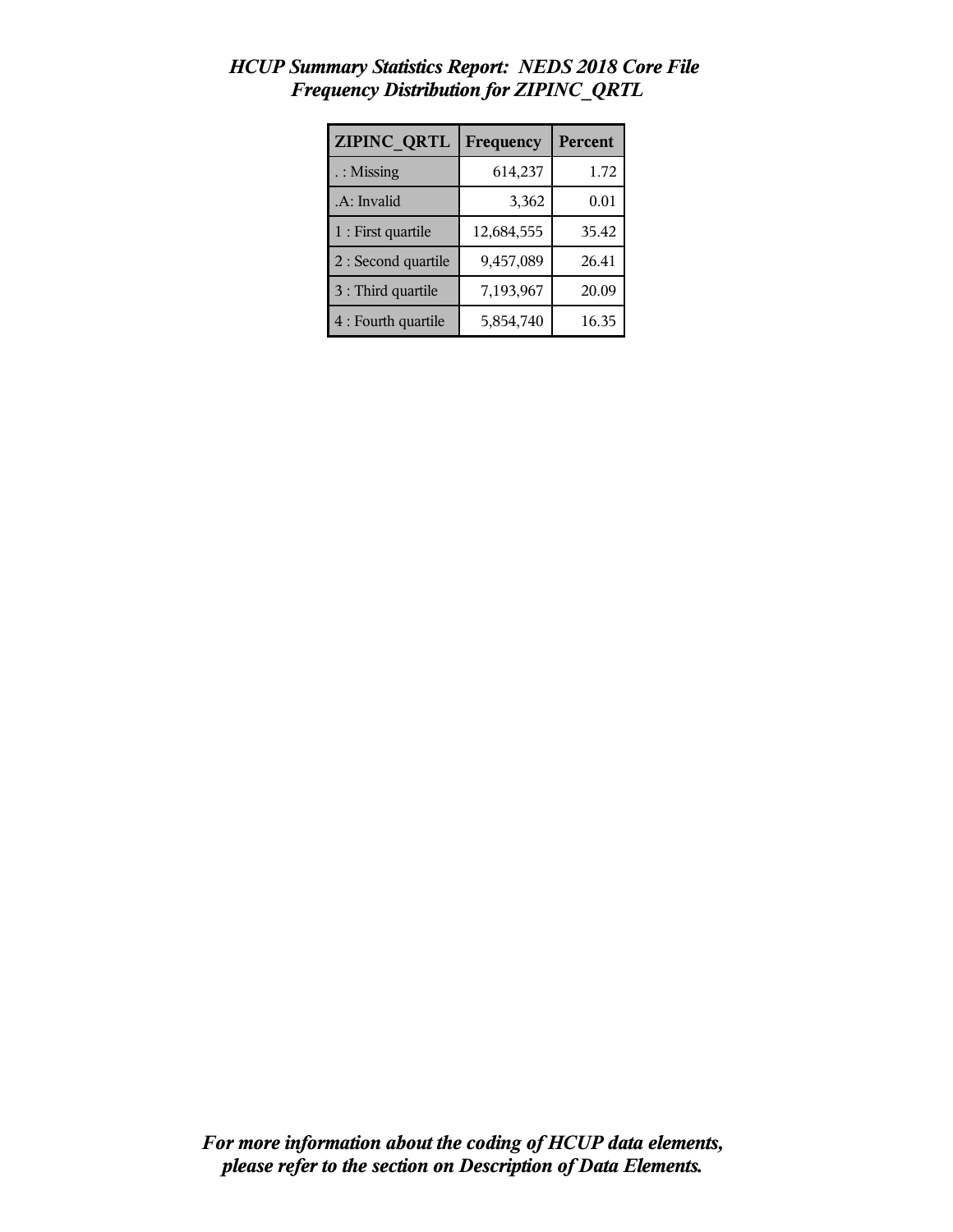*HCUP Summary Statistics Report: NEDS 2018 Core File*
*Frequency Distribution for ZIPINC_QRTL*

| ZIPINC_QRTL | Frequency | Percent |
|---|---|---|
| . : Missing | 614,237 | 1.72 |
| .A: Invalid | 3,362 | 0.01 |
| 1 : First quartile | 12,684,555 | 35.42 |
| 2 : Second quartile | 9,457,089 | 26.41 |
| 3 : Third quartile | 7,193,967 | 20.09 |
| 4 : Fourth quartile | 5,854,740 | 16.35 |

***For more information about the coding of HCUP data elements, please refer to the section on Description of Data Elements.***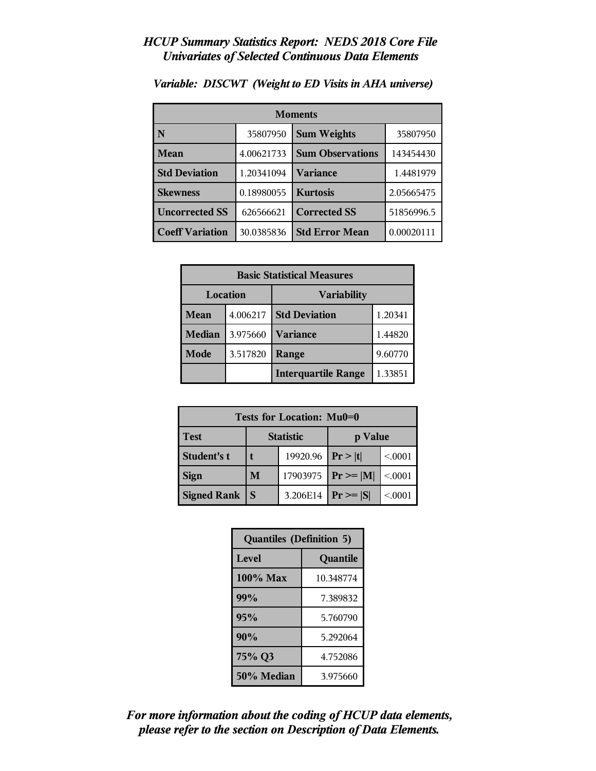## *HCUP Summary Statistics Report: NEDS 2018 Core File*
## *Univariates of Selected Continuous Data Elements*

### *Variable: DISCWT (Weight to ED Visits in AHA universe)*

| Moments | | | |
|---|---|---|---|
| **N** | 35807950 | **Sum Weights** | 35807950 |
| **Mean** | 4.00621733 | **Sum Observations** | 143454430 |
| **Std Deviation** | 1.20341094 | **Variance** | 1.4481979 |
| **Skewness** | 0.18980055 | **Kurtosis** | 2.05665475 |
| **Uncorrected SS** | 626566621 | **Corrected SS** | 51856996.5 |
| **Coeff Variation** | 30.0385836 | **Std Error Mean** | 0.00020111 |

| Basic Statistical Measures | | | |
|---|---|---|---|
| **Location** | | **Variability** | |
| **Mean** | 4.006217 | **Std Deviation** | 1.20341 |
| **Median** | 3.975660 | **Variance** | 1.44820 |
| **Mode** | 3.517820 | **Range** | 9.60770 |
| | | **Interquartile Range** | 1.33851 |

| Tests for Location: Mu0=0 | | | | |
|---|---|---|---|---|
| **Test** | **Statistic** | | **p Value** | |
| **Student's t** | **t** | 19920.96 | **Pr > \|t\|** | <.0001 |
| **Sign** | **M** | 17903975 | **Pr >= \|M\|** | <.0001 |
| **Signed Rank** | **S** | 3.206E14 | **Pr >= \|S\|** | <.0001 |

| Quantiles (Definition 5) | |
|---|---|
| **Level** | **Quantile** |
| **100% Max** | 10.348774 |
| **99%** | 7.389832 |
| **95%** | 5.760790 |
| **90%** | 5.292064 |
| **75% Q3** | 4.752086 |
| **50% Median** | 3.975660 |

***For more information about the coding of HCUP data elements, please refer to the section on Description of Data Elements.***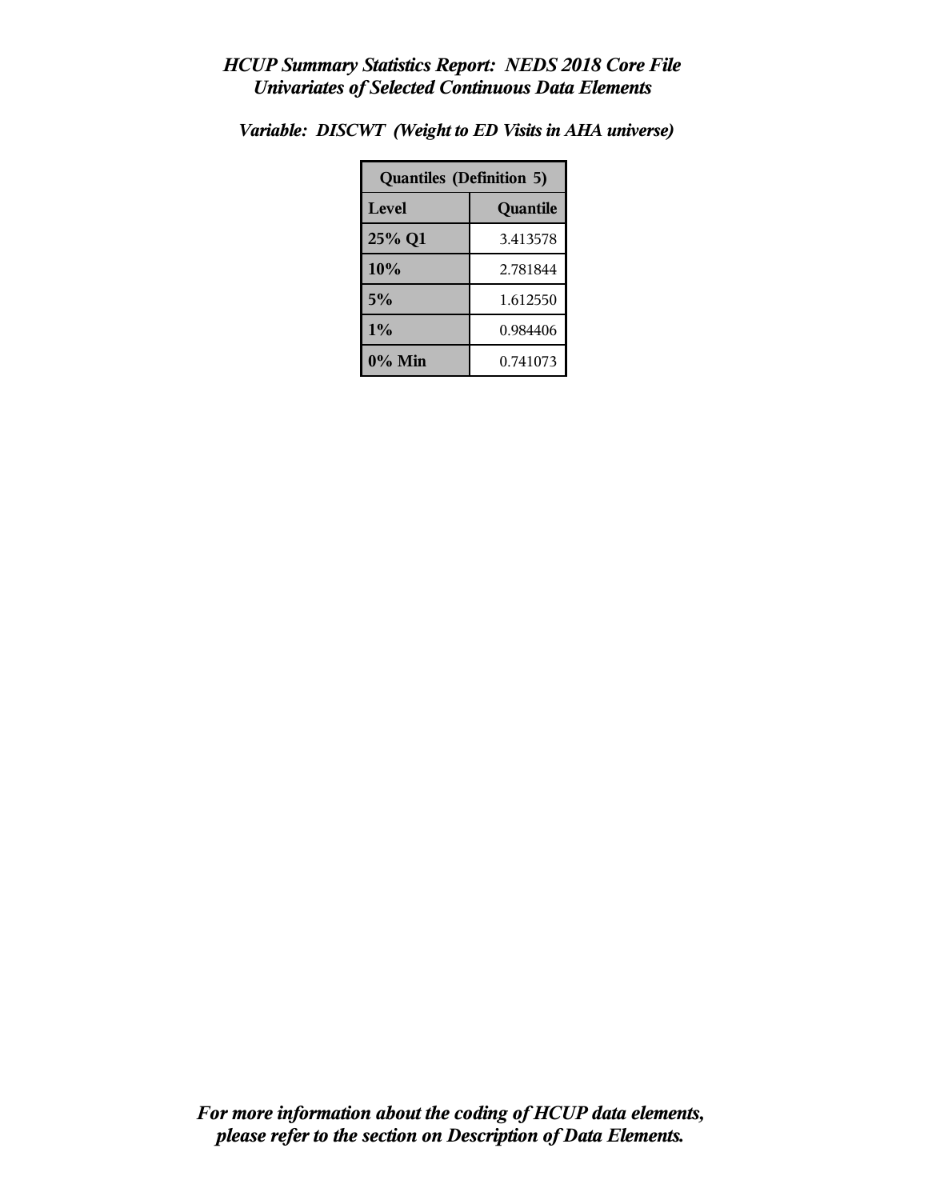*HCUP Summary Statistics Report: NEDS 2018 Core File*
*Univariates of Selected Continuous Data Elements*

*Variable: DISCWT (Weight to ED Visits in AHA universe)*

| Quantiles (Definition 5) | |
|---|---|
| **Level** | **Quantile** |
| **25% Q1** | 3.413578 |
| **10%** | 2.781844 |
| **5%** | 1.612550 |
| **1%** | 0.984406 |
| **0% Min** | 0.741073 |

*For more information about the coding of HCUP data elements, please refer to the section on Description of Data Elements.*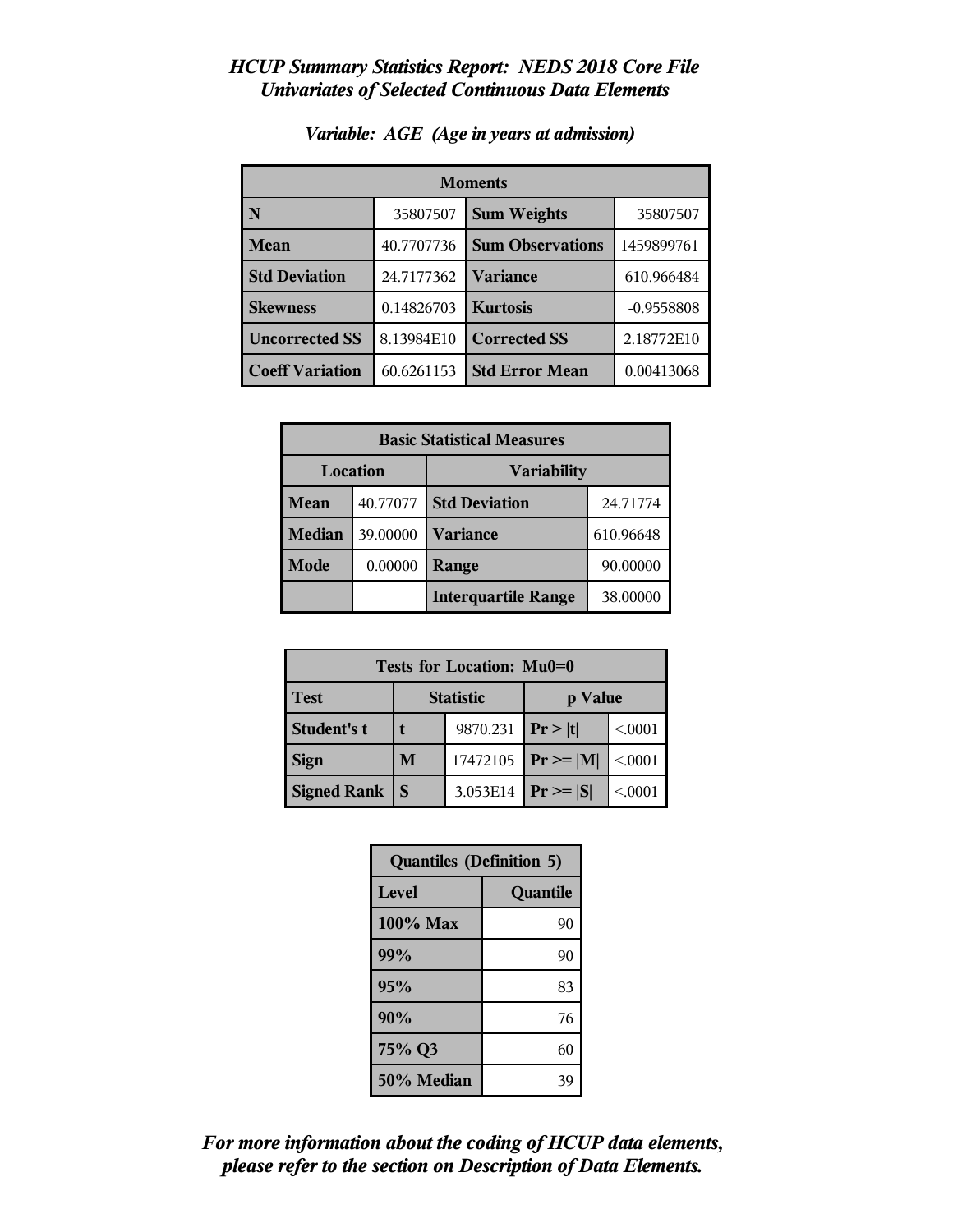# *HCUP Summary Statistics Report: NEDS 2018 Core File*
## *Univariates of Selected Continuous Data Elements*

### *Variable: AGE (Age in years at admission)*

| Moments | | | |
|---|---|---|---|
| **N** | 35807507 | **Sum Weights** | 35807507 |
| **Mean** | 40.7707736 | **Sum Observations** | 1459899761 |
| **Std Deviation** | 24.7177362 | **Variance** | 610.966484 |
| **Skewness** | 0.14826703 | **Kurtosis** | -0.9558808 |
| **Uncorrected SS** | 8.13984E10 | **Corrected SS** | 2.18772E10 |
| **Coeff Variation** | 60.6261153 | **Std Error Mean** | 0.00413068 |

| Basic Statistical Measures | | | |
|---|---|---|---|
| **Location** | | **Variability** | |
| **Mean** | 40.77077 | **Std Deviation** | 24.71774 |
| **Median** | 39.00000 | **Variance** | 610.96648 |
| **Mode** | 0.00000 | **Range** | 90.00000 |
| | | **Interquartile Range** | 38.00000 |

| Tests for Location: Mu0=0 | | | | |
|---|---|---|---|---|
| **Test** | **Statistic** | | **p Value** | |
| **Student's t** | **t** | 9870.231 | **Pr > \|t\|** | <.0001 |
| **Sign** | **M** | 17472105 | **Pr >= \|M\|** | <.0001 |
| **Signed Rank** | **S** | 3.053E14 | **Pr >= \|S\|** | <.0001 |

| Quantiles (Definition 5) | |
|---|---|
| **Level** | **Quantile** |
| **100% Max** | 90 |
| **99%** | 90 |
| **95%** | 83 |
| **90%** | 76 |
| **75% Q3** | 60 |
| **50% Median** | 39 |

***For more information about the coding of HCUP data elements, please refer to the section on Description of Data Elements.***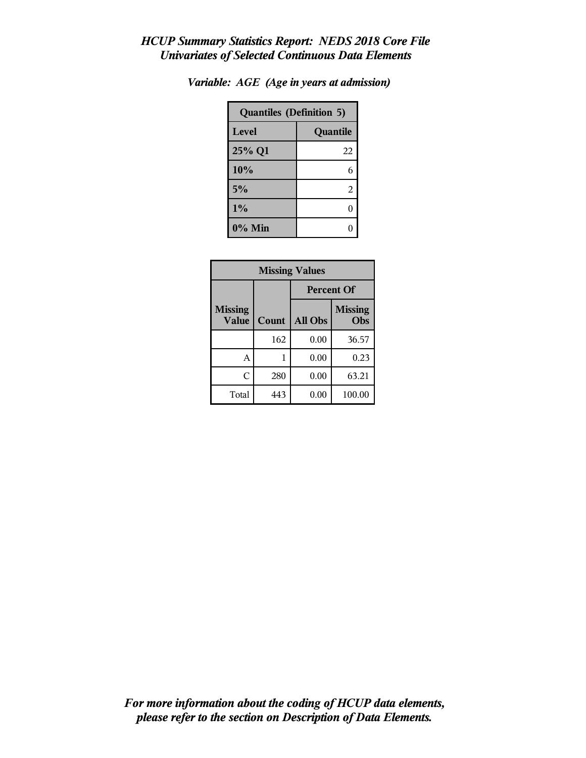*HCUP Summary Statistics Report: NEDS 2018 Core File*
*Univariates of Selected Continuous Data Elements*

*Variable: AGE (Age in years at admission)*

| Quantiles (Definition 5) | |
|---|---|
| **Level** | **Quantile** |
| **25% Q1** | 22 |
| **10%** | 6 |
| **5%** | 2 |
| **1%** | 0 |
| **0% Min** | 0 |

| Missing Values | | | |
|---|---|---|---|
| | | Percent Of | |
| Missing Value | Count | All Obs | Missing Obs |
| | 162 | 0.00 | 36.57 |
| A | 1 | 0.00 | 0.23 |
| C | 280 | 0.00 | 63.21 |
| Total | 443 | 0.00 | 100.00 |

***For more information about the coding of HCUP data elements, please refer to the section on Description of Data Elements.***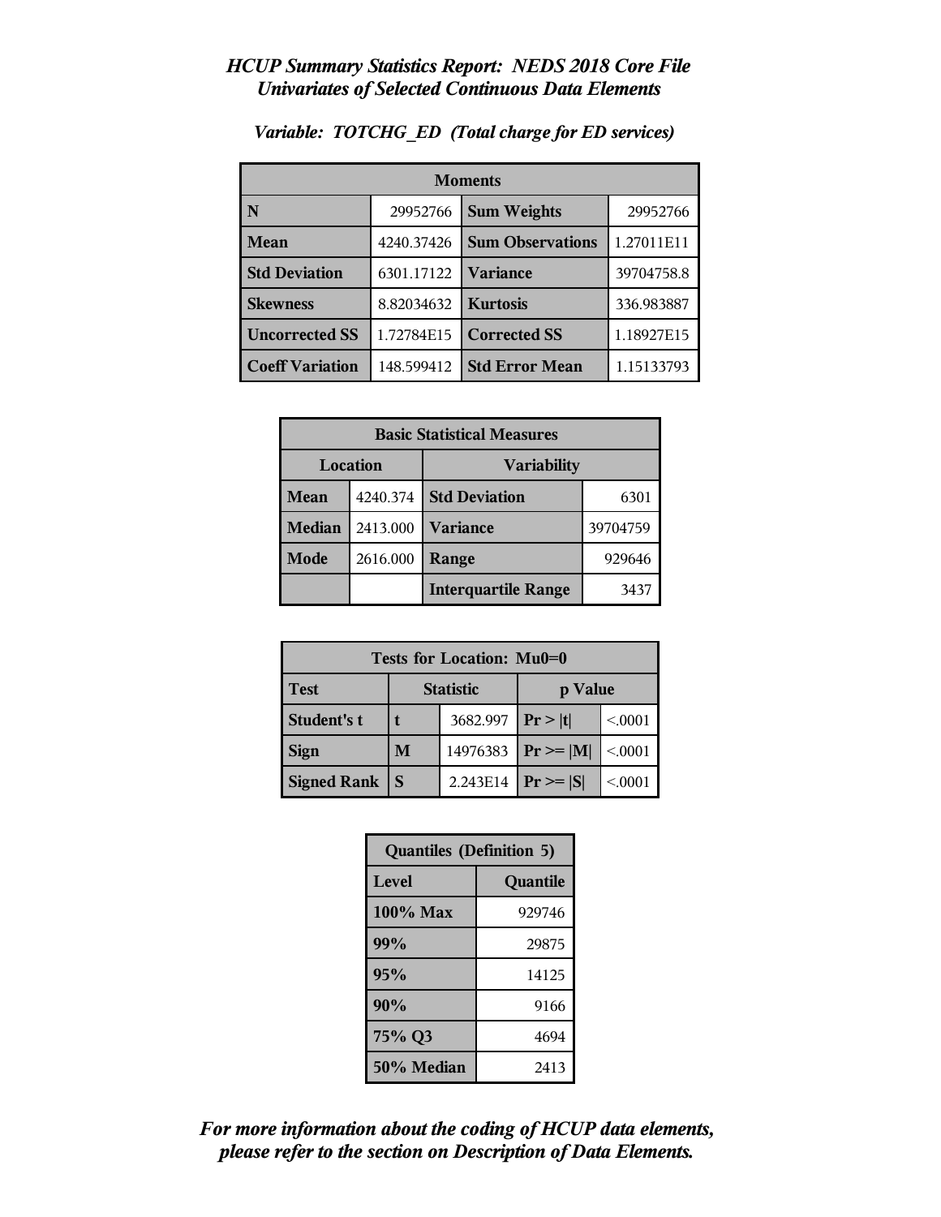# *HCUP Summary Statistics Report: NEDS 2018 Core File*
## *Univariates of Selected Continuous Data Elements*

### *Variable: TOTCHG_ED (Total charge for ED services)*

| Moments | | | |
|---|---|---|---|
| **N** | 29952766 | **Sum Weights** | 29952766 |
| **Mean** | 4240.37426 | **Sum Observations** | 1.27011E11 |
| **Std Deviation** | 6301.17122 | **Variance** | 39704758.8 |
| **Skewness** | 8.82034632 | **Kurtosis** | 336.983887 |
| **Uncorrected SS** | 1.72784E15 | **Corrected SS** | 1.18927E15 |
| **Coeff Variation** | 148.599412 | **Std Error Mean** | 1.15133793 |

| Basic Statistical Measures | | | |
|---|---|---|---|
| Location | | Variability | |
| **Mean** | 4240.374 | **Std Deviation** | 6301 |
| **Median** | 2413.000 | **Variance** | 39704759 |
| **Mode** | 2616.000 | **Range** | 929646 |
| | | **Interquartile Range** | 3437 |

| Tests for Location: Mu0=0 | | | | |
|---|---|---|---|---|
| **Test** | Statistic | | p Value | |
| **Student's t** | **t** | 3682.997 | **Pr > \|t\|** | <.0001 |
| **Sign** | **M** | 14976383 | **Pr >= \|M\|** | <.0001 |
| **Signed Rank** | **S** | 2.243E14 | **Pr >= \|S\|** | <.0001 |

| Quantiles (Definition 5) | |
|---|---|
| **Level** | **Quantile** |
| **100% Max** | 929746 |
| **99%** | 29875 |
| **95%** | 14125 |
| **90%** | 9166 |
| **75% Q3** | 4694 |
| **50% Median** | 2413 |

***For more information about the coding of HCUP data elements, please refer to the section on Description of Data Elements.***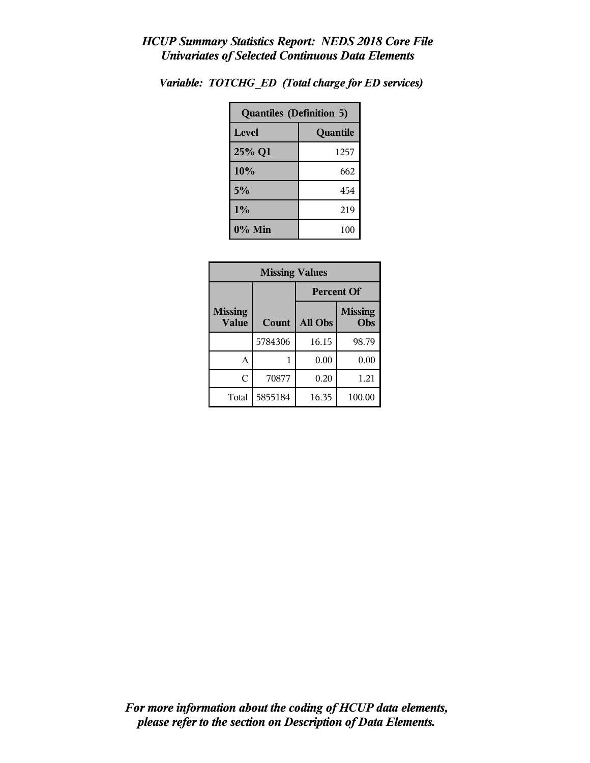*HCUP Summary Statistics Report: NEDS 2018 Core File*
*Univariates of Selected Continuous Data Elements*

*Variable: TOTCHG_ED (Total charge for ED services)*

| Quantiles (Definition 5) | |
|---|---|
| **Level** | **Quantile** |
| **25% Q1** | 1257 |
| **10%** | 662 |
| **5%** | 454 |
| **1%** | 219 |
| **0% Min** | 100 |

| Missing Values | | | |
|---|---|---|---|
| | | Percent Of | |
| **Missing Value** | **Count** | **All Obs** | **Missing Obs** |
| | 5784306 | 16.15 | 98.79 |
| A | 1 | 0.00 | 0.00 |
| C | 70877 | 0.20 | 1.21 |
| Total | 5855184 | 16.35 | 100.00 |

*For more information about the coding of HCUP data elements, please refer to the section on Description of Data Elements.*